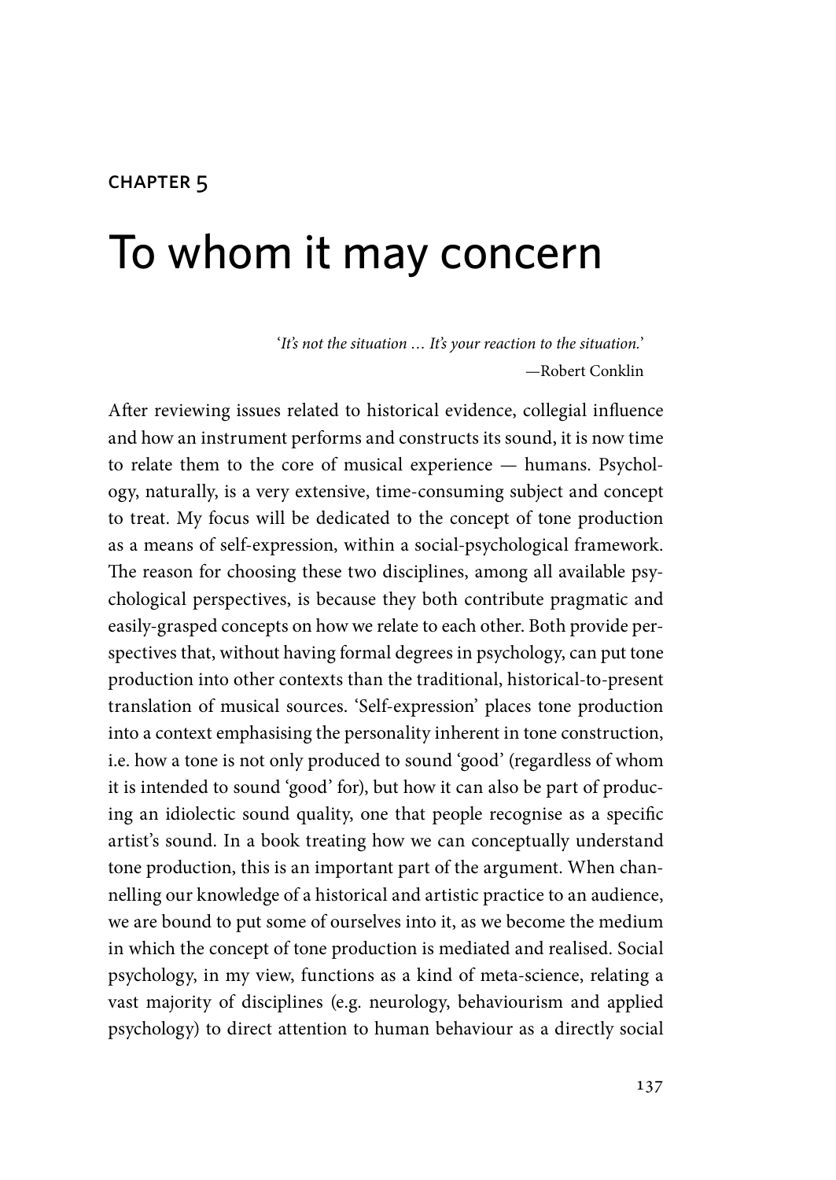CHAPTER 5

# To whom it may concern

> *'It's not the situation … It's your reaction to the situation.'*
>
> —Robert Conklin

After reviewing issues related to historical evidence, collegial influence and how an instrument performs and constructs its sound, it is now time to relate them to the core of musical experience — humans. Psychology, naturally, is a very extensive, time-consuming subject and concept to treat. My focus will be dedicated to the concept of tone production as a means of self-expression, within a social-psychological framework. The reason for choosing these two disciplines, among all available psychological perspectives, is because they both contribute pragmatic and easily-grasped concepts on how we relate to each other. Both provide perspectives that, without having formal degrees in psychology, can put tone production into other contexts than the traditional, historical-to-present translation of musical sources. 'Self-expression' places tone production into a context emphasising the personality inherent in tone construction, i.e. how a tone is not only produced to sound 'good' (regardless of whom it is intended to sound 'good' for), but how it can also be part of producing an idiolectic sound quality, one that people recognise as a specific artist's sound. In a book treating how we can conceptually understand tone production, this is an important part of the argument. When channelling our knowledge of a historical and artistic practice to an audience, we are bound to put some of ourselves into it, as we become the medium in which the concept of tone production is mediated and realised. Social psychology, in my view, functions as a kind of meta-science, relating a vast majority of disciplines (e.g. neurology, behaviourism and applied psychology) to direct attention to human behaviour as a directly social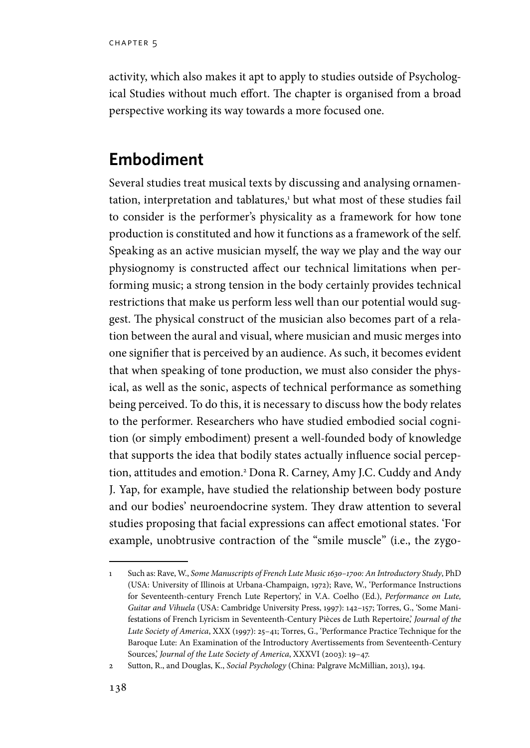activity, which also makes it apt to apply to studies outside of Psychological Studies without much effort. The chapter is organised from a broad perspective working its way towards a more focused one.

## Embodiment

Several studies treat musical texts by discussing and analysing ornamentation, interpretation and tablatures,[1] but what most of these studies fail to consider is the performer's physicality as a framework for how tone production is constituted and how it functions as a framework of the self. Speaking as an active musician myself, the way we play and the way our physiognomy is constructed affect our technical limitations when performing music; a strong tension in the body certainly provides technical restrictions that make us perform less well than our potential would suggest. The physical construct of the musician also becomes part of a relation between the aural and visual, where musician and music merges into one signifier that is perceived by an audience. As such, it becomes evident that when speaking of tone production, we must also consider the physical, as well as the sonic, aspects of technical performance as something being perceived. To do this, it is necessary to discuss how the body relates to the performer. Researchers who have studied embodied social cognition (or simply embodiment) present a well-founded body of knowledge that supports the idea that bodily states actually influence social perception, attitudes and emotion.[2] Dona R. Carney, Amy J.C. Cuddy and Andy J. Yap, for example, have studied the relationship between body posture and our bodies' neuroendocrine system. They draw attention to several studies proposing that facial expressions can affect emotional states. 'For example, unobtrusive contraction of the "smile muscle" (i.e., the zygo-

---

1 Such as: Rave, W., *Some Manuscripts of French Lute Music 1630–1700: An Introductory Study*, PhD (USA: University of Illinois at Urbana-Champaign, 1972); Rave, W., 'Performance Instructions for Seventeenth-century French Lute Repertory,' in V.A. Coelho (Ed.), *Performance on Lute, Guitar and Vihuela* (USA: Cambridge University Press, 1997): 142–157; Torres, G., 'Some Manifestations of French Lyricism in Seventeenth-Century Pièces de Luth Repertoire,' *Journal of the Lute Society of America*, XXX (1997): 25–41; Torres, G., 'Performance Practice Technique for the Baroque Lute: An Examination of the Introductory Avertissements from Seventeenth-Century Sources,' *Journal of the Lute Society of America*, XXXVI (2003): 19–47.

2 Sutton, R., and Douglas, K., *Social Psychology* (China: Palgrave McMillian, 2013), 194.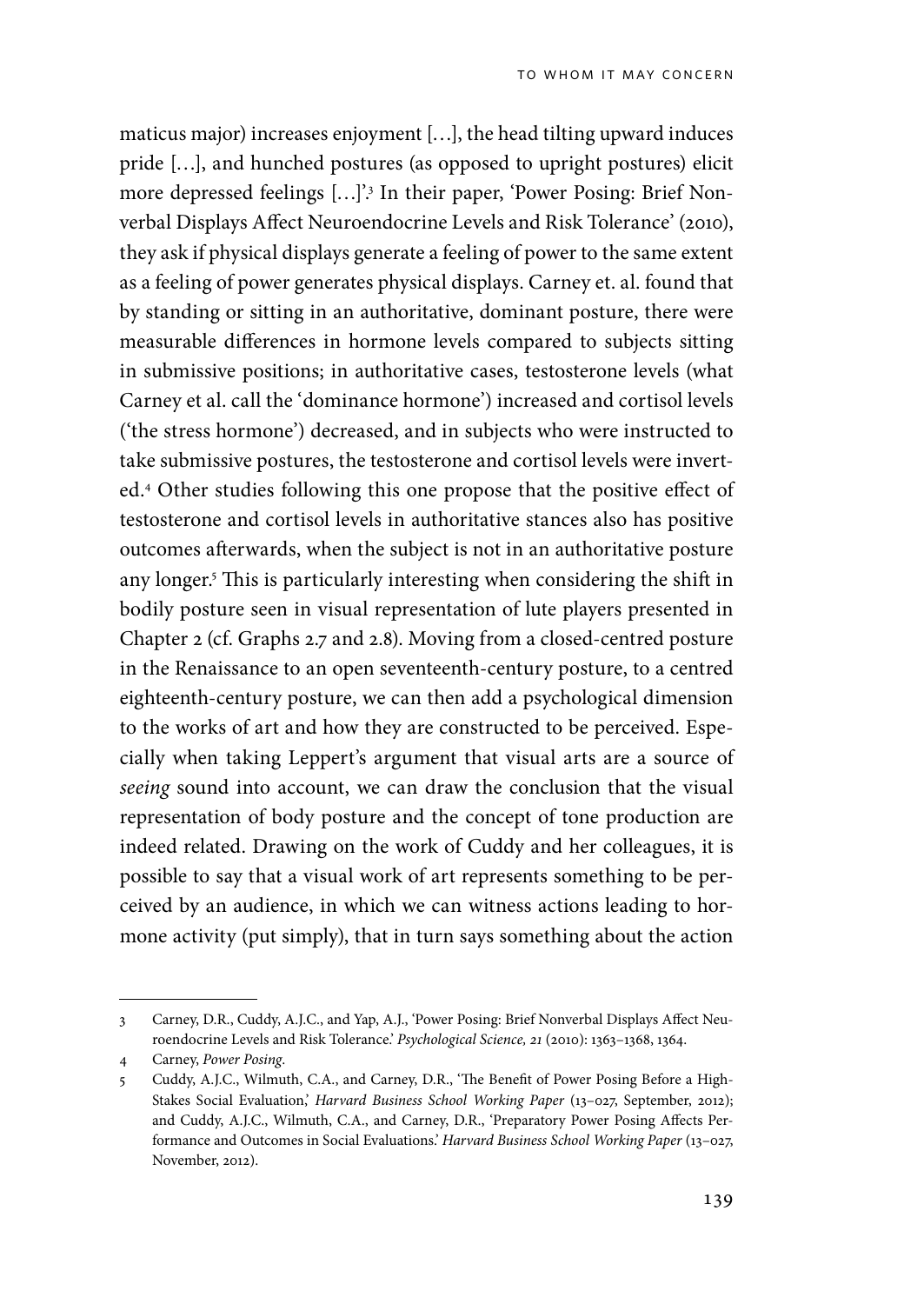maticus major) increases enjoyment […], the head tilting upward induces pride […], and hunched postures (as opposed to upright postures) elicit more depressed feelings […]'.[3] In their paper, 'Power Posing: Brief Nonverbal Displays Affect Neuroendocrine Levels and Risk Tolerance' (2010), they ask if physical displays generate a feeling of power to the same extent as a feeling of power generates physical displays. Carney et. al. found that by standing or sitting in an authoritative, dominant posture, there were measurable differences in hormone levels compared to subjects sitting in submissive positions; in authoritative cases, testosterone levels (what Carney et al. call the 'dominance hormone') increased and cortisol levels ('the stress hormone') decreased, and in subjects who were instructed to take submissive postures, the testosterone and cortisol levels were inverted.[4] Other studies following this one propose that the positive effect of testosterone and cortisol levels in authoritative stances also has positive outcomes afterwards, when the subject is not in an authoritative posture any longer.[5] This is particularly interesting when considering the shift in bodily posture seen in visual representation of lute players presented in Chapter 2 (cf. Graphs 2.7 and 2.8). Moving from a closed-centred posture in the Renaissance to an open seventeenth-century posture, to a centred eighteenth-century posture, we can then add a psychological dimension to the works of art and how they are constructed to be perceived. Especially when taking Leppert's argument that visual arts are a source of *seeing* sound into account, we can draw the conclusion that the visual representation of body posture and the concept of tone production are indeed related. Drawing on the work of Cuddy and her colleagues, it is possible to say that a visual work of art represents something to be perceived by an audience, in which we can witness actions leading to hormone activity (put simply), that in turn says something about the action

---

3 Carney, D.R., Cuddy, A.J.C., and Yap, A.J., 'Power Posing: Brief Nonverbal Displays Affect Neuroendocrine Levels and Risk Tolerance.' *Psychological Science, 21* (2010): 1363–1368, 1364.

4 Carney, *Power Posing*.

5 Cuddy, A.J.C., Wilmuth, C.A., and Carney, D.R., 'The Benefit of Power Posing Before a High-Stakes Social Evaluation,' *Harvard Business School Working Paper* (13–027, September, 2012); and Cuddy, A.J.C., Wilmuth, C.A., and Carney, D.R., 'Preparatory Power Posing Affects Performance and Outcomes in Social Evaluations.' *Harvard Business School Working Paper* (13–027, November, 2012).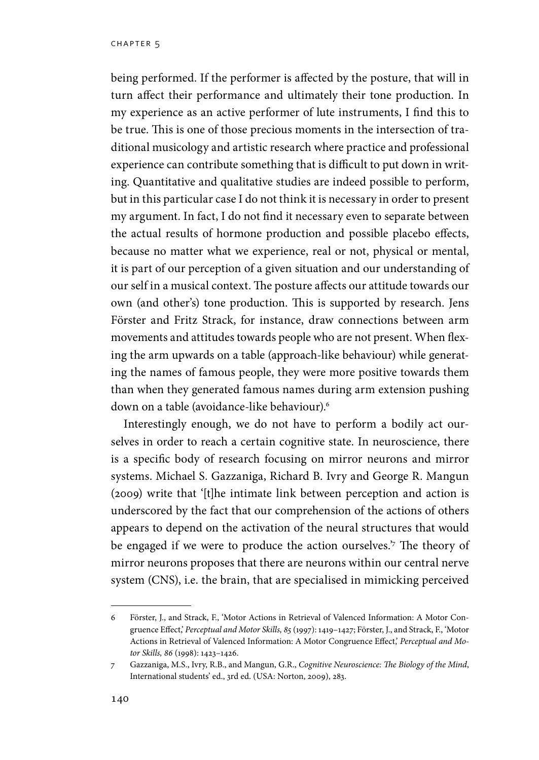being performed. If the performer is affected by the posture, that will in turn affect their performance and ultimately their tone production. In my experience as an active performer of lute instruments, I find this to be true. This is one of those precious moments in the intersection of traditional musicology and artistic research where practice and professional experience can contribute something that is difficult to put down in writing. Quantitative and qualitative studies are indeed possible to perform, but in this particular case I do not think it is necessary in order to present my argument. In fact, I do not find it necessary even to separate between the actual results of hormone production and possible placebo effects, because no matter what we experience, real or not, physical or mental, it is part of our perception of a given situation and our understanding of our self in a musical context. The posture affects our attitude towards our own (and other's) tone production. This is supported by research. Jens Förster and Fritz Strack, for instance, draw connections between arm movements and attitudes towards people who are not present. When flexing the arm upwards on a table (approach-like behaviour) while generating the names of famous people, they were more positive towards them than when they generated famous names during arm extension pushing down on a table (avoidance-like behaviour).[6]

Interestingly enough, we do not have to perform a bodily act ourselves in order to reach a certain cognitive state. In neuroscience, there is a specific body of research focusing on mirror neurons and mirror systems. Michael S. Gazzaniga, Richard B. Ivry and George R. Mangun (2009) write that '[t]he intimate link between perception and action is underscored by the fact that our comprehension of the actions of others appears to depend on the activation of the neural structures that would be engaged if we were to produce the action ourselves.'[7] The theory of mirror neurons proposes that there are neurons within our central nerve system (CNS), i.e. the brain, that are specialised in mimicking perceived

---

6 Förster, J., and Strack, F., 'Motor Actions in Retrieval of Valenced Information: A Motor Congruence Effect,' *Perceptual and Motor Skills, 85* (1997): 1419–1427; Förster, J., and Strack, F., 'Motor Actions in Retrieval of Valenced Information: A Motor Congruence Effect,' *Perceptual and Motor Skills, 86* (1998): 1423–1426.

7 Gazzaniga, M.S., Ivry, R.B., and Mangun, G.R., *Cognitive Neuroscience: The Biology of the Mind*, International students' ed., 3rd ed. (USA: Norton, 2009), 283.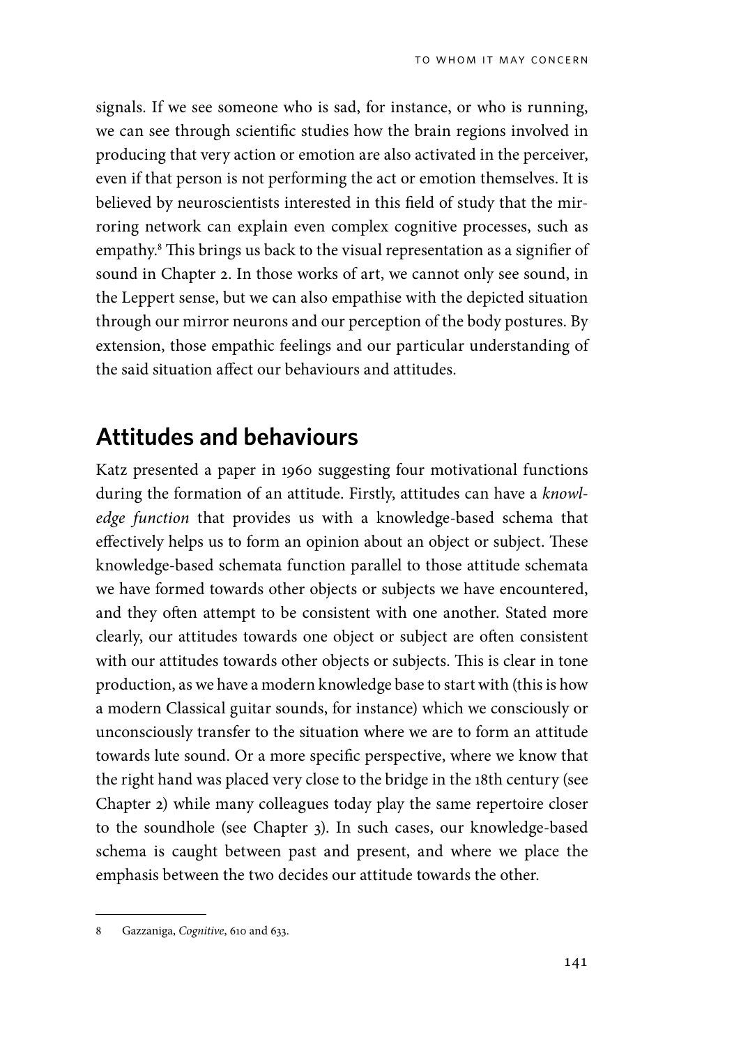signals. If we see someone who is sad, for instance, or who is running, we can see through scientific studies how the brain regions involved in producing that very action or emotion are also activated in the perceiver, even if that person is not performing the act or emotion themselves. It is believed by neuroscientists interested in this field of study that the mirroring network can explain even complex cognitive processes, such as empathy.[8] This brings us back to the visual representation as a signifier of sound in Chapter 2. In those works of art, we cannot only see sound, in the Leppert sense, but we can also empathise with the depicted situation through our mirror neurons and our perception of the body postures. By extension, those empathic feelings and our particular understanding of the said situation affect our behaviours and attitudes.

## Attitudes and behaviours

Katz presented a paper in 1960 suggesting four motivational functions during the formation of an attitude. Firstly, attitudes can have a *knowledge function* that provides us with a knowledge-based schema that effectively helps us to form an opinion about an object or subject. These knowledge-based schemata function parallel to those attitude schemata we have formed towards other objects or subjects we have encountered, and they often attempt to be consistent with one another. Stated more clearly, our attitudes towards one object or subject are often consistent with our attitudes towards other objects or subjects. This is clear in tone production, as we have a modern knowledge base to start with (this is how a modern Classical guitar sounds, for instance) which we consciously or unconsciously transfer to the situation where we are to form an attitude towards lute sound. Or a more specific perspective, where we know that the right hand was placed very close to the bridge in the 18th century (see Chapter 2) while many colleagues today play the same repertoire closer to the soundhole (see Chapter 3). In such cases, our knowledge-based schema is caught between past and present, and where we place the emphasis between the two decides our attitude towards the other.

---

8 Gazzaniga, *Cognitive*, 610 and 633.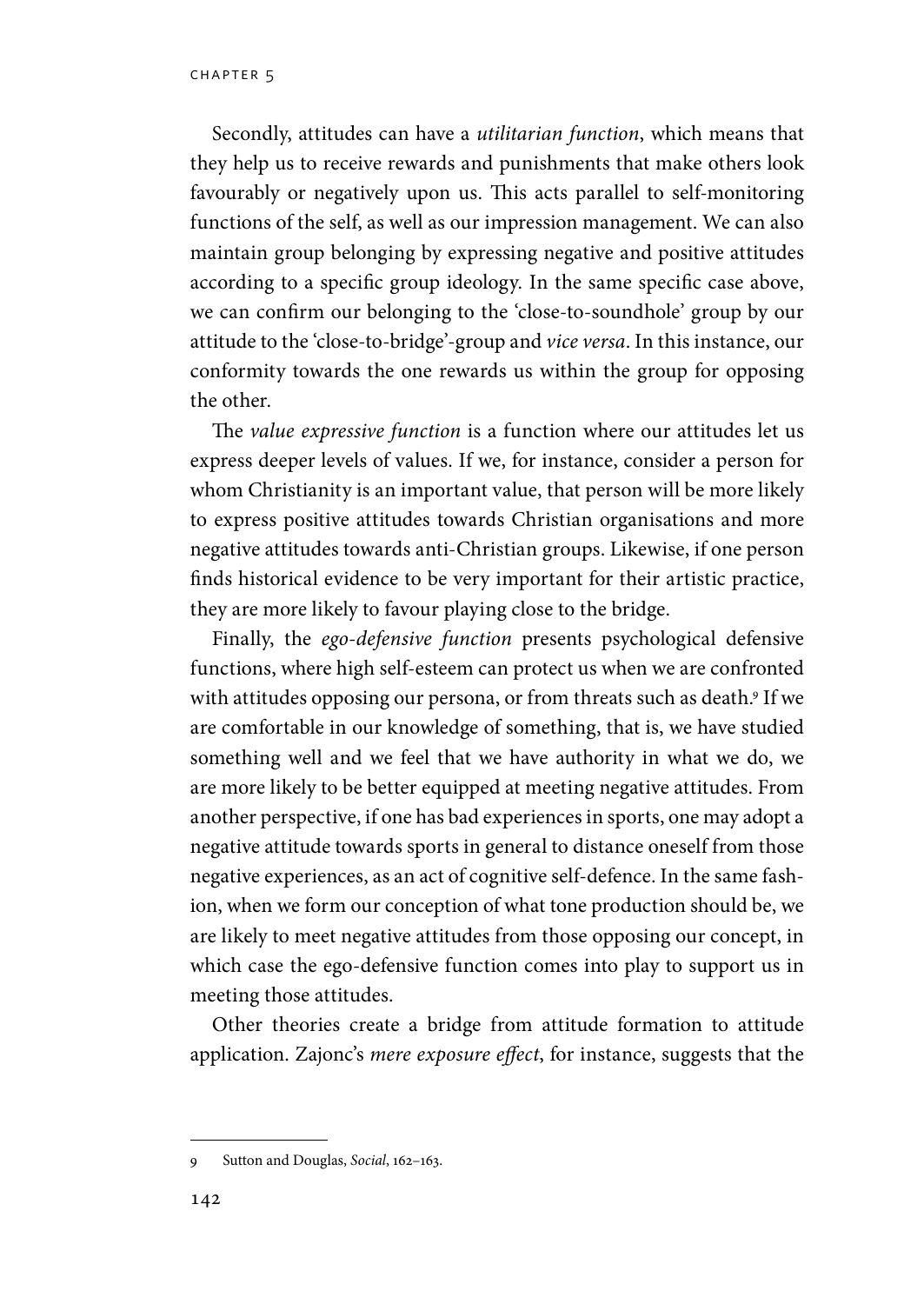Secondly, attitudes can have a *utilitarian function*, which means that they help us to receive rewards and punishments that make others look favourably or negatively upon us. This acts parallel to self-monitoring functions of the self, as well as our impression management. We can also maintain group belonging by expressing negative and positive attitudes according to a specific group ideology. In the same specific case above, we can confirm our belonging to the 'close-to-soundhole' group by our attitude to the 'close-to-bridge'-group and *vice versa*. In this instance, our conformity towards the one rewards us within the group for opposing the other.

The *value expressive function* is a function where our attitudes let us express deeper levels of values. If we, for instance, consider a person for whom Christianity is an important value, that person will be more likely to express positive attitudes towards Christian organisations and more negative attitudes towards anti-Christian groups. Likewise, if one person finds historical evidence to be very important for their artistic practice, they are more likely to favour playing close to the bridge.

Finally, the *ego-defensive function* presents psychological defensive functions, where high self-esteem can protect us when we are confronted with attitudes opposing our persona, or from threats such as death.[9] If we are comfortable in our knowledge of something, that is, we have studied something well and we feel that we have authority in what we do, we are more likely to be better equipped at meeting negative attitudes. From another perspective, if one has bad experiences in sports, one may adopt a negative attitude towards sports in general to distance oneself from those negative experiences, as an act of cognitive self-defence. In the same fashion, when we form our conception of what tone production should be, we are likely to meet negative attitudes from those opposing our concept, in which case the ego-defensive function comes into play to support us in meeting those attitudes.

Other theories create a bridge from attitude formation to attitude application. Zajonc's *mere exposure effect*, for instance, suggests that the

---

9 Sutton and Douglas, *Social*, 162–163.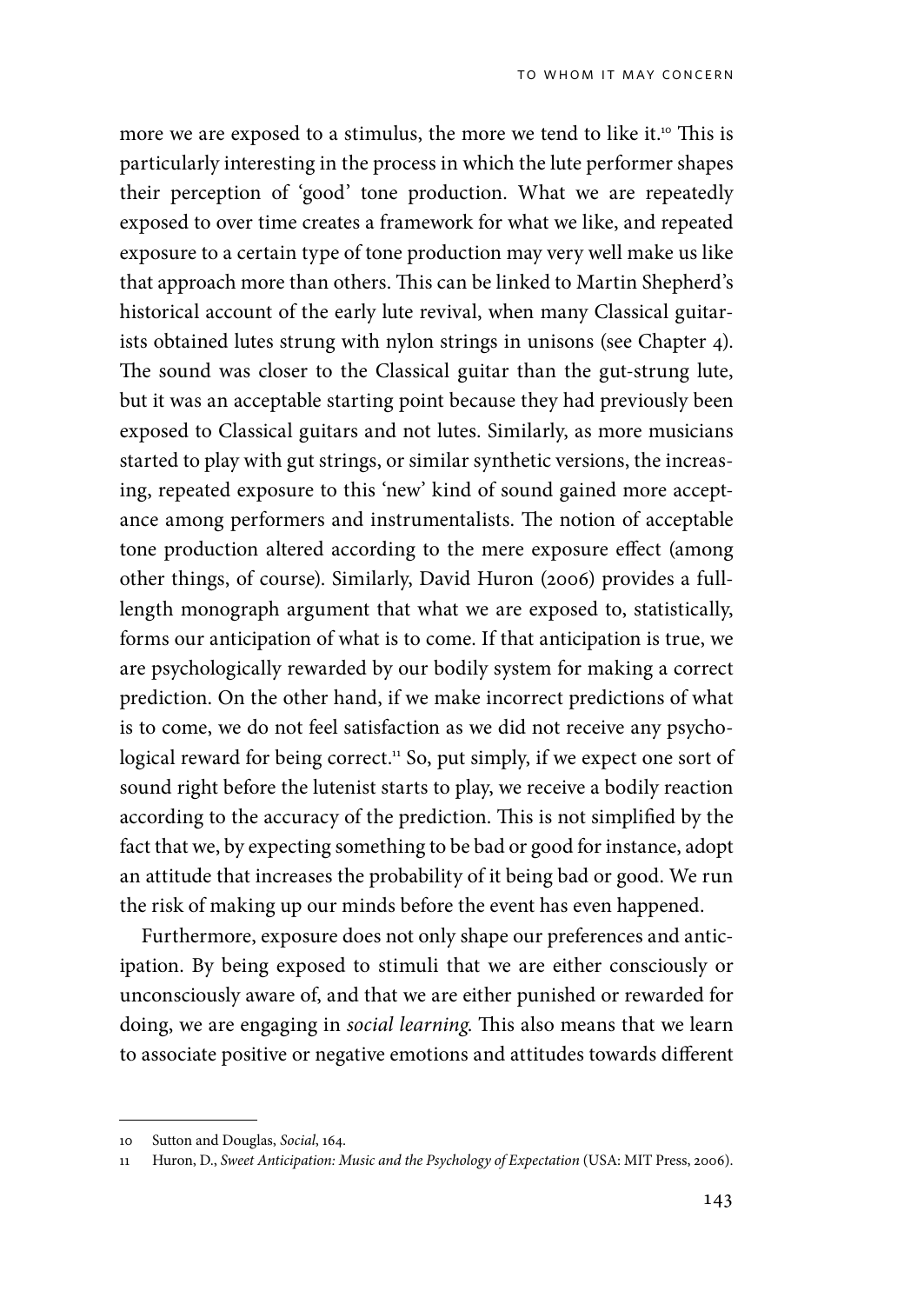more we are exposed to a stimulus, the more we tend to like it.[10] This is particularly interesting in the process in which the lute performer shapes their perception of 'good' tone production. What we are repeatedly exposed to over time creates a framework for what we like, and repeated exposure to a certain type of tone production may very well make us like that approach more than others. This can be linked to Martin Shepherd's historical account of the early lute revival, when many Classical guitarists obtained lutes strung with nylon strings in unisons (see Chapter 4). The sound was closer to the Classical guitar than the gut-strung lute, but it was an acceptable starting point because they had previously been exposed to Classical guitars and not lutes. Similarly, as more musicians started to play with gut strings, or similar synthetic versions, the increasing, repeated exposure to this 'new' kind of sound gained more acceptance among performers and instrumentalists. The notion of acceptable tone production altered according to the mere exposure effect (among other things, of course). Similarly, David Huron (2006) provides a full-length monograph argument that what we are exposed to, statistically, forms our anticipation of what is to come. If that anticipation is true, we are psychologically rewarded by our bodily system for making a correct prediction. On the other hand, if we make incorrect predictions of what is to come, we do not feel satisfaction as we did not receive any psychological reward for being correct.[11] So, put simply, if we expect one sort of sound right before the lutenist starts to play, we receive a bodily reaction according to the accuracy of the prediction. This is not simplified by the fact that we, by expecting something to be bad or good for instance, adopt an attitude that increases the probability of it being bad or good. We run the risk of making up our minds before the event has even happened.

Furthermore, exposure does not only shape our preferences and anticipation. By being exposed to stimuli that we are either consciously or unconsciously aware of, and that we are either punished or rewarded for doing, we are engaging in *social learning*. This also means that we learn to associate positive or negative emotions and attitudes towards different

---

10 Sutton and Douglas, *Social*, 164.

11 Huron, D., *Sweet Anticipation: Music and the Psychology of Expectation* (USA: MIT Press, 2006).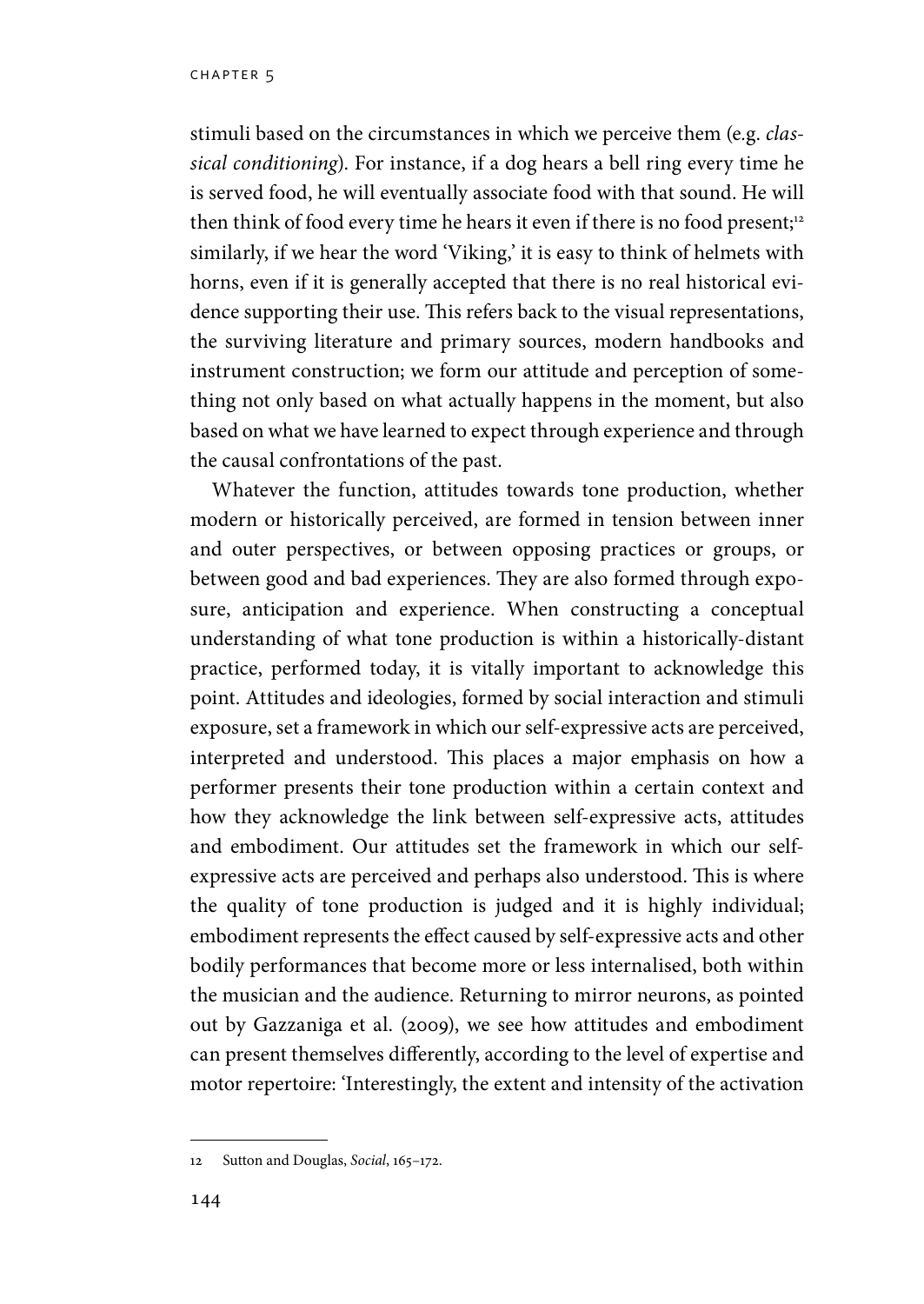stimuli based on the circumstances in which we perceive them (e.g. *classical conditioning*). For instance, if a dog hears a bell ring every time he is served food, he will eventually associate food with that sound. He will then think of food every time he hears it even if there is no food present;[12] similarly, if we hear the word 'Viking,' it is easy to think of helmets with horns, even if it is generally accepted that there is no real historical evidence supporting their use. This refers back to the visual representations, the surviving literature and primary sources, modern handbooks and instrument construction; we form our attitude and perception of something not only based on what actually happens in the moment, but also based on what we have learned to expect through experience and through the causal confrontations of the past.

Whatever the function, attitudes towards tone production, whether modern or historically perceived, are formed in tension between inner and outer perspectives, or between opposing practices or groups, or between good and bad experiences. They are also formed through exposure, anticipation and experience. When constructing a conceptual understanding of what tone production is within a historically-distant practice, performed today, it is vitally important to acknowledge this point. Attitudes and ideologies, formed by social interaction and stimuli exposure, set a framework in which our self-expressive acts are perceived, interpreted and understood. This places a major emphasis on how a performer presents their tone production within a certain context and how they acknowledge the link between self-expressive acts, attitudes and embodiment. Our attitudes set the framework in which our self-expressive acts are perceived and perhaps also understood. This is where the quality of tone production is judged and it is highly individual; embodiment represents the effect caused by self-expressive acts and other bodily performances that become more or less internalised, both within the musician and the audience. Returning to mirror neurons, as pointed out by Gazzaniga et al. (2009), we see how attitudes and embodiment can present themselves differently, according to the level of expertise and motor repertoire: 'Interestingly, the extent and intensity of the activation

12 Sutton and Douglas, *Social*, 165–172.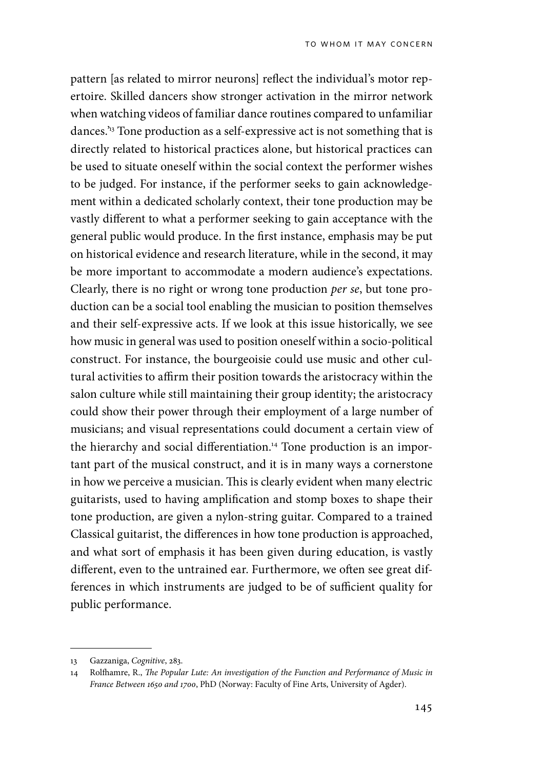pattern [as related to mirror neurons] reflect the individual's motor repertoire. Skilled dancers show stronger activation in the mirror network when watching videos of familiar dance routines compared to unfamiliar dances.'[13] Tone production as a self-expressive act is not something that is directly related to historical practices alone, but historical practices can be used to situate oneself within the social context the performer wishes to be judged. For instance, if the performer seeks to gain acknowledgement within a dedicated scholarly context, their tone production may be vastly different to what a performer seeking to gain acceptance with the general public would produce. In the first instance, emphasis may be put on historical evidence and research literature, while in the second, it may be more important to accommodate a modern audience's expectations. Clearly, there is no right or wrong tone production *per se*, but tone production can be a social tool enabling the musician to position themselves and their self-expressive acts. If we look at this issue historically, we see how music in general was used to position oneself within a socio-political construct. For instance, the bourgeoisie could use music and other cultural activities to affirm their position towards the aristocracy within the salon culture while still maintaining their group identity; the aristocracy could show their power through their employment of a large number of musicians; and visual representations could document a certain view of the hierarchy and social differentiation.[14] Tone production is an important part of the musical construct, and it is in many ways a cornerstone in how we perceive a musician. This is clearly evident when many electric guitarists, used to having amplification and stomp boxes to shape their tone production, are given a nylon-string guitar. Compared to a trained Classical guitarist, the differences in how tone production is approached, and what sort of emphasis it has been given during education, is vastly different, even to the untrained ear. Furthermore, we often see great differences in which instruments are judged to be of sufficient quality for public performance.

---

13 Gazzaniga, *Cognitive*, 283.

14 Rolfhamre, R., *The Popular Lute: An investigation of the Function and Performance of Music in France Between 1650 and 1700*, PhD (Norway: Faculty of Fine Arts, University of Agder).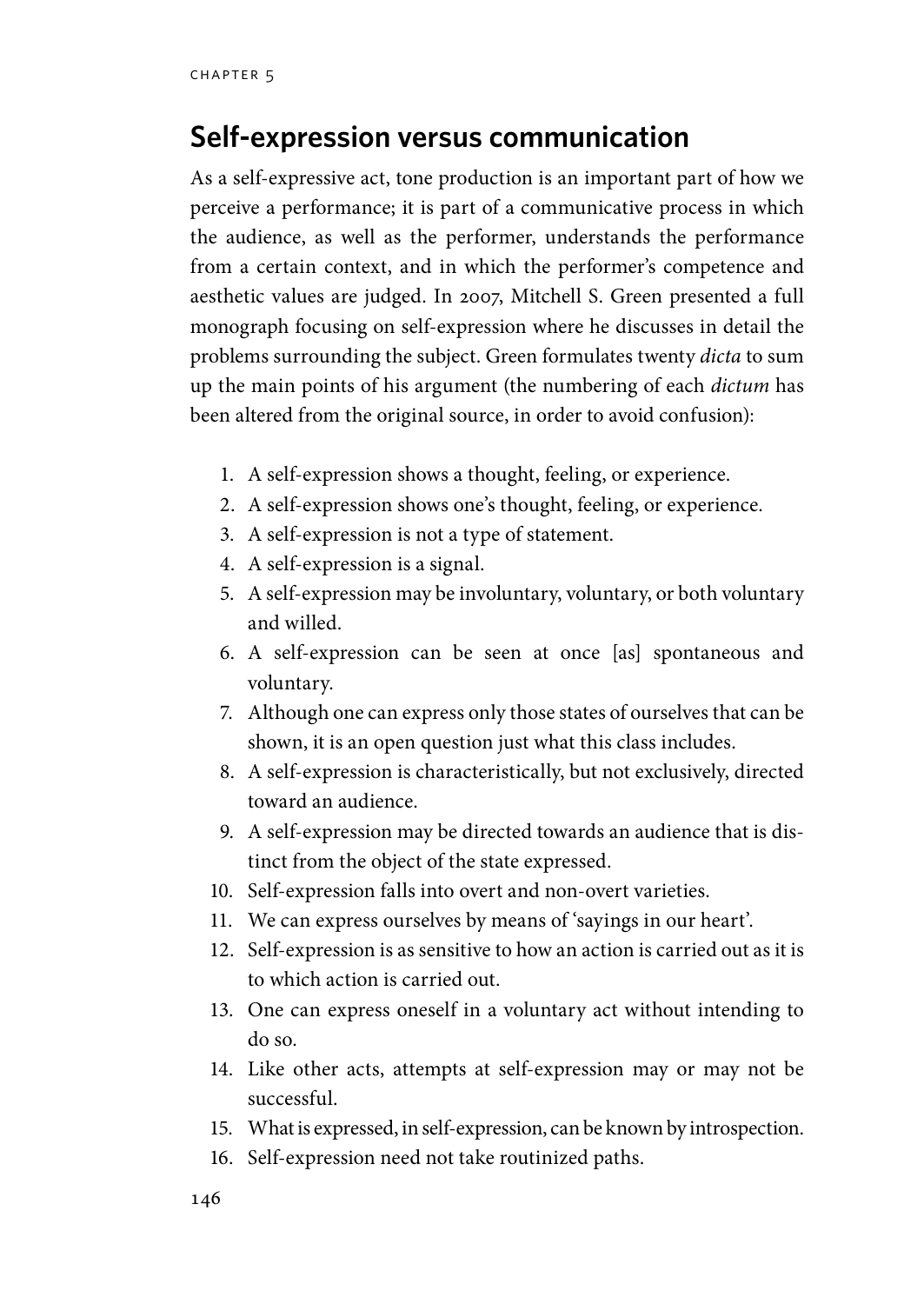## Self-expression versus communication

As a self-expressive act, tone production is an important part of how we perceive a performance; it is part of a communicative process in which the audience, as well as the performer, understands the performance from a certain context, and in which the performer's competence and aesthetic values are judged. In 2007, Mitchell S. Green presented a full monograph focusing on self-expression where he discusses in detail the problems surrounding the subject. Green formulates twenty *dicta* to sum up the main points of his argument (the numbering of each *dictum* has been altered from the original source, in order to avoid confusion):

1. A self-expression shows a thought, feeling, or experience.
2. A self-expression shows one's thought, feeling, or experience.
3. A self-expression is not a type of statement.
4. A self-expression is a signal.
5. A self-expression may be involuntary, voluntary, or both voluntary and willed.
6. A self-expression can be seen at once [as] spontaneous and voluntary.
7. Although one can express only those states of ourselves that can be shown, it is an open question just what this class includes.
8. A self-expression is characteristically, but not exclusively, directed toward an audience.
9. A self-expression may be directed towards an audience that is distinct from the object of the state expressed.
10. Self-expression falls into overt and non-overt varieties.
11. We can express ourselves by means of 'sayings in our heart'.
12. Self-expression is as sensitive to how an action is carried out as it is to which action is carried out.
13. One can express oneself in a voluntary act without intending to do so.
14. Like other acts, attempts at self-expression may or may not be successful.
15. What is expressed, in self-expression, can be known by introspection.
16. Self-expression need not take routinized paths.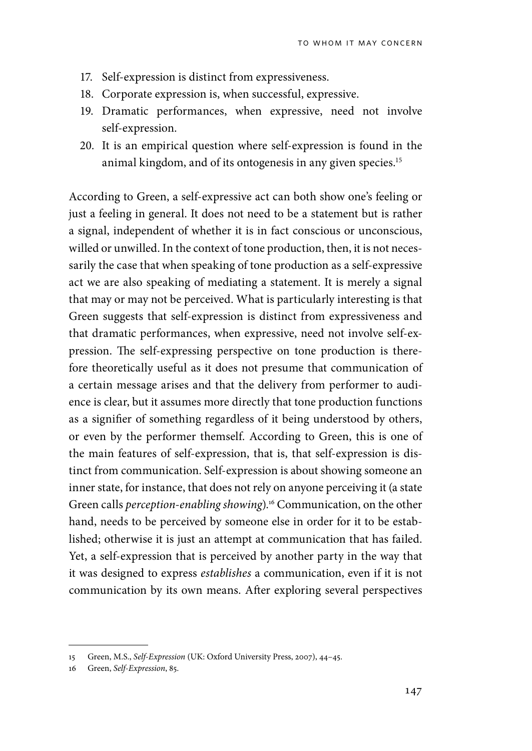17. Self-expression is distinct from expressiveness.
18. Corporate expression is, when successful, expressive.
19. Dramatic performances, when expressive, need not involve self-expression.
20. It is an empirical question where self-expression is found in the animal kingdom, and of its ontogenesis in any given species.[15]

According to Green, a self-expressive act can both show one's feeling or just a feeling in general. It does not need to be a statement but is rather a signal, independent of whether it is in fact conscious or unconscious, willed or unwilled. In the context of tone production, then, it is not necessarily the case that when speaking of tone production as a self-expressive act we are also speaking of mediating a statement. It is merely a signal that may or may not be perceived. What is particularly interesting is that Green suggests that self-expression is distinct from expressiveness and that dramatic performances, when expressive, need not involve self-expression. The self-expressing perspective on tone production is therefore theoretically useful as it does not presume that communication of a certain message arises and that the delivery from performer to audience is clear, but it assumes more directly that tone production functions as a signifier of something regardless of it being understood by others, or even by the performer themself. According to Green, this is one of the main features of self-expression, that is, that self-expression is distinct from communication. Self-expression is about showing someone an inner state, for instance, that does not rely on anyone perceiving it (a state Green calls *perception-enabling showing*).[16] Communication, on the other hand, needs to be perceived by someone else in order for it to be established; otherwise it is just an attempt at communication that has failed. Yet, a self-expression that is perceived by another party in the way that it was designed to express *establishes* a communication, even if it is not communication by its own means. After exploring several perspectives

15 Green, M.S., *Self-Expression* (UK: Oxford University Press, 2007), 44–45.

16 Green, *Self-Expression*, 85.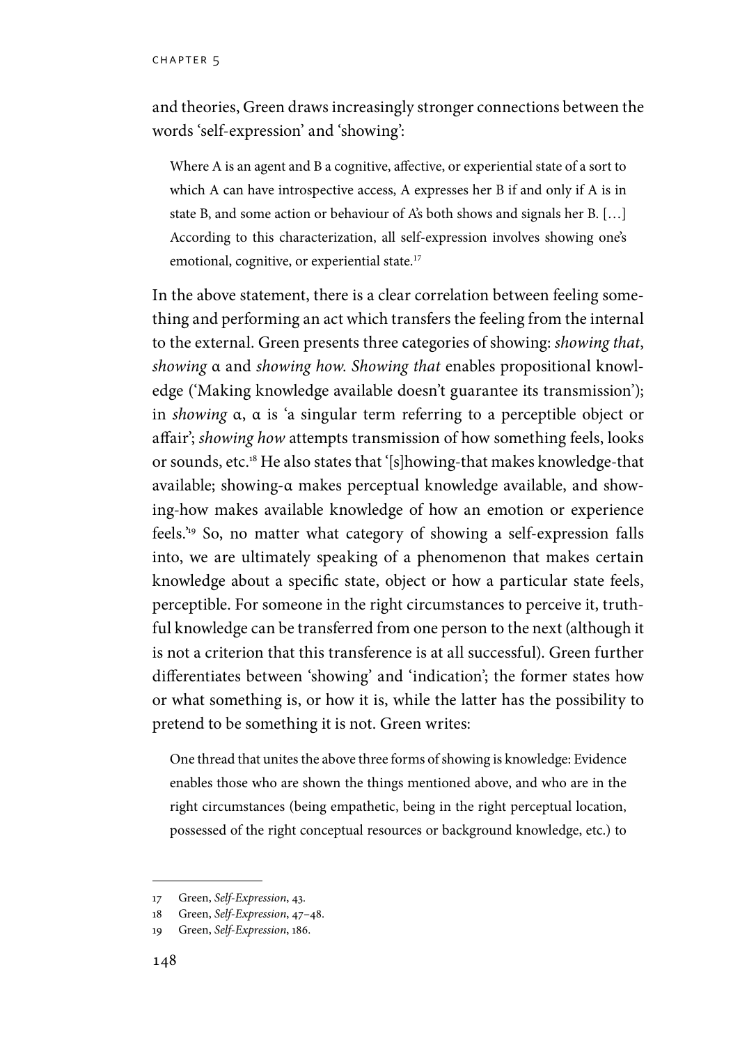and theories, Green draws increasingly stronger connections between the words 'self-expression' and 'showing':

> Where A is an agent and B a cognitive, affective, or experiential state of a sort to which A can have introspective access, A expresses her B if and only if A is in state B, and some action or behaviour of A's both shows and signals her B. […] According to this characterization, all self-expression involves showing one's emotional, cognitive, or experiential state.[17]

In the above statement, there is a clear correlation between feeling something and performing an act which transfers the feeling from the internal to the external. Green presents three categories of showing: *showing that*, *showing* α and *showing how*. *Showing that* enables propositional knowledge ('Making knowledge available doesn't guarantee its transmission'); in *showing* α, α is 'a singular term referring to a perceptible object or affair'; *showing how* attempts transmission of how something feels, looks or sounds, etc.[18] He also states that '[s]howing-that makes knowledge-that available; showing-α makes perceptual knowledge available, and showing-how makes available knowledge of how an emotion or experience feels.'[19] So, no matter what category of showing a self-expression falls into, we are ultimately speaking of a phenomenon that makes certain knowledge about a specific state, object or how a particular state feels, perceptible. For someone in the right circumstances to perceive it, truthful knowledge can be transferred from one person to the next (although it is not a criterion that this transference is at all successful). Green further differentiates between 'showing' and 'indication'; the former states how or what something is, or how it is, while the latter has the possibility to pretend to be something it is not. Green writes:

> One thread that unites the above three forms of showing is knowledge: Evidence enables those who are shown the things mentioned above, and who are in the right circumstances (being empathetic, being in the right perceptual location, possessed of the right conceptual resources or background knowledge, etc.) to

---

17 Green, *Self-Expression*, 43.

18 Green, *Self-Expression*, 47–48.

19 Green, *Self-Expression*, 186.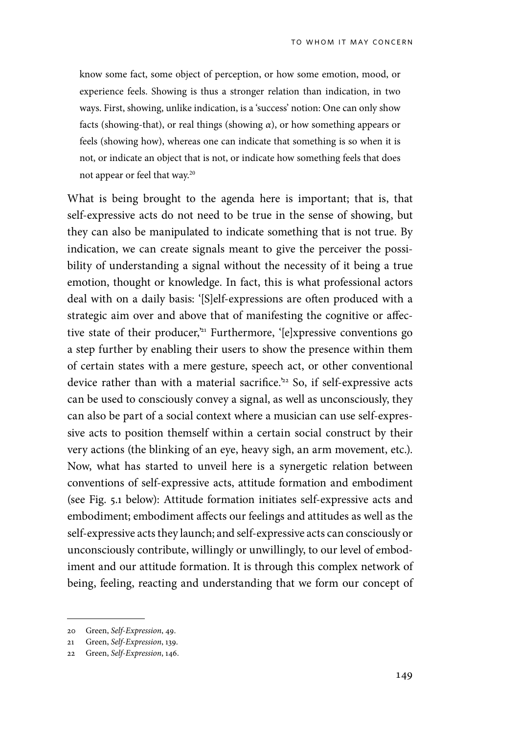> know some fact, some object of perception, or how some emotion, mood, or experience feels. Showing is thus a stronger relation than indication, in two ways. First, showing, unlike indication, is a 'success' notion: One can only show facts (showing-that), or real things (showing $\alpha$), or how something appears or feels (showing how), whereas one can indicate that something is so when it is not, or indicate an object that is not, or indicate how something feels that does not appear or feel that way.[20]

What is being brought to the agenda here is important; that is, that self-expressive acts do not need to be true in the sense of showing, but they can also be manipulated to indicate something that is not true. By indication, we can create signals meant to give the perceiver the possibility of understanding a signal without the necessity of it being a true emotion, thought or knowledge. In fact, this is what professional actors deal with on a daily basis: '[S]elf-expressions are often produced with a strategic aim over and above that of manifesting the cognitive or affective state of their producer,'[21] Furthermore, '[e]xpressive conventions go a step further by enabling their users to show the presence within them of certain states with a mere gesture, speech act, or other conventional device rather than with a material sacrifice.'[22] So, if self-expressive acts can be used to consciously convey a signal, as well as unconsciously, they can also be part of a social context where a musician can use self-expressive acts to position themself within a certain social construct by their very actions (the blinking of an eye, heavy sigh, an arm movement, etc.). Now, what has started to unveil here is a synergetic relation between conventions of self-expressive acts, attitude formation and embodiment (see Fig. 5.1 below): Attitude formation initiates self-expressive acts and embodiment; embodiment affects our feelings and attitudes as well as the self-expressive acts they launch; and self-expressive acts can consciously or unconsciously contribute, willingly or unwillingly, to our level of embodiment and our attitude formation. It is through this complex network of being, feeling, reacting and understanding that we form our concept of

---

20 Green, *Self-Expression*, 49.

21 Green, *Self-Expression*, 139.

22 Green, *Self-Expression*, 146.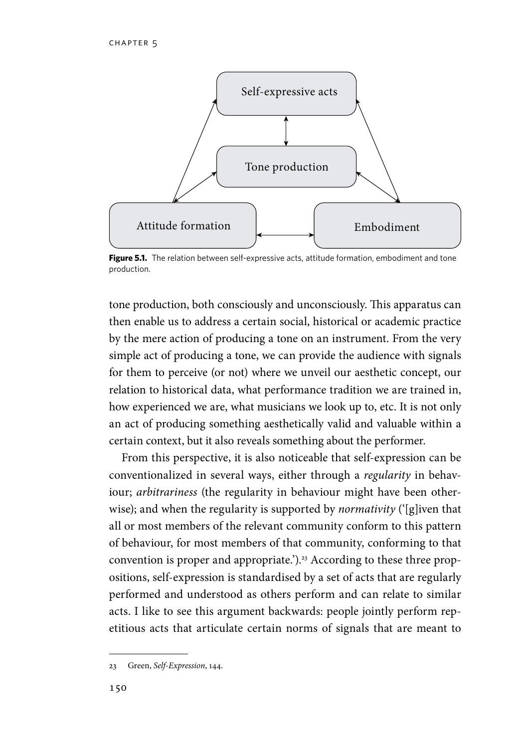**Figure 5.1.** The relation between self-expressive acts, attitude formation, embodiment and tone production.

tone production, both consciously and unconsciously. This apparatus can then enable us to address a certain social, historical or academic practice by the mere action of producing a tone on an instrument. From the very simple act of producing a tone, we can provide the audience with signals for them to perceive (or not) where we unveil our aesthetic concept, our relation to historical data, what performance tradition we are trained in, how experienced we are, what musicians we look up to, etc. It is not only an act of producing something aesthetically valid and valuable within a certain context, but it also reveals something about the performer.

From this perspective, it is also noticeable that self-expression can be conventionalized in several ways, either through a *regularity* in behaviour; *arbitrariness* (the regularity in behaviour might have been otherwise); and when the regularity is supported by *normativity* ('[g]iven that all or most members of the relevant community conform to this pattern of behaviour, for most members of that community, conforming to that convention is proper and appropriate.').[23] According to these three propositions, self-expression is standardised by a set of acts that are regularly performed and understood as others perform and can relate to similar acts. I like to see this argument backwards: people jointly perform repetitious acts that articulate certain norms of signals that are meant to

23 Green, *Self-Expression*, 144.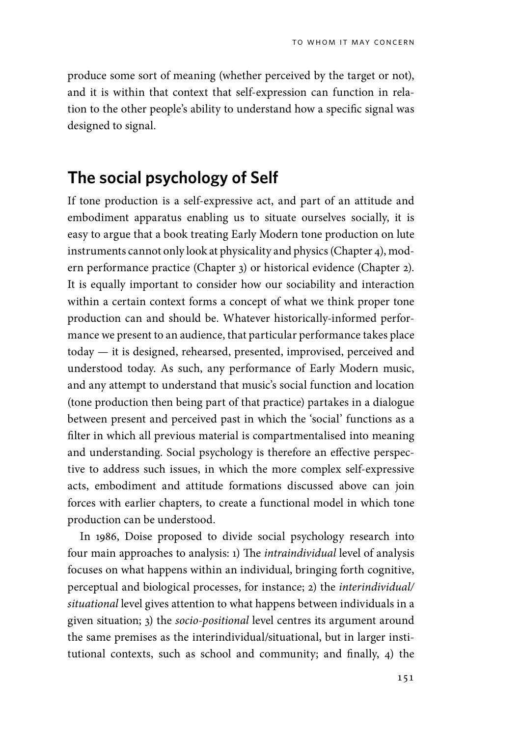produce some sort of meaning (whether perceived by the target or not), and it is within that context that self-expression can function in relation to the other people's ability to understand how a specific signal was designed to signal.

## The social psychology of Self

If tone production is a self-expressive act, and part of an attitude and embodiment apparatus enabling us to situate ourselves socially, it is easy to argue that a book treating Early Modern tone production on lute instruments cannot only look at physicality and physics (Chapter 4), modern performance practice (Chapter 3) or historical evidence (Chapter 2). It is equally important to consider how our sociability and interaction within a certain context forms a concept of what we think proper tone production can and should be. Whatever historically-informed performance we present to an audience, that particular performance takes place today — it is designed, rehearsed, presented, improvised, perceived and understood today. As such, any performance of Early Modern music, and any attempt to understand that music's social function and location (tone production then being part of that practice) partakes in a dialogue between present and perceived past in which the 'social' functions as a filter in which all previous material is compartmentalised into meaning and understanding. Social psychology is therefore an effective perspective to address such issues, in which the more complex self-expressive acts, embodiment and attitude formations discussed above can join forces with earlier chapters, to create a functional model in which tone production can be understood.

In 1986, Doise proposed to divide social psychology research into four main approaches to analysis: 1) The *intraindividual* level of analysis focuses on what happens within an individual, bringing forth cognitive, perceptual and biological processes, for instance; 2) the *interindividual/situational* level gives attention to what happens between individuals in a given situation; 3) the *socio-positional* level centres its argument around the same premises as the interindividual/situational, but in larger institutional contexts, such as school and community; and finally, 4) the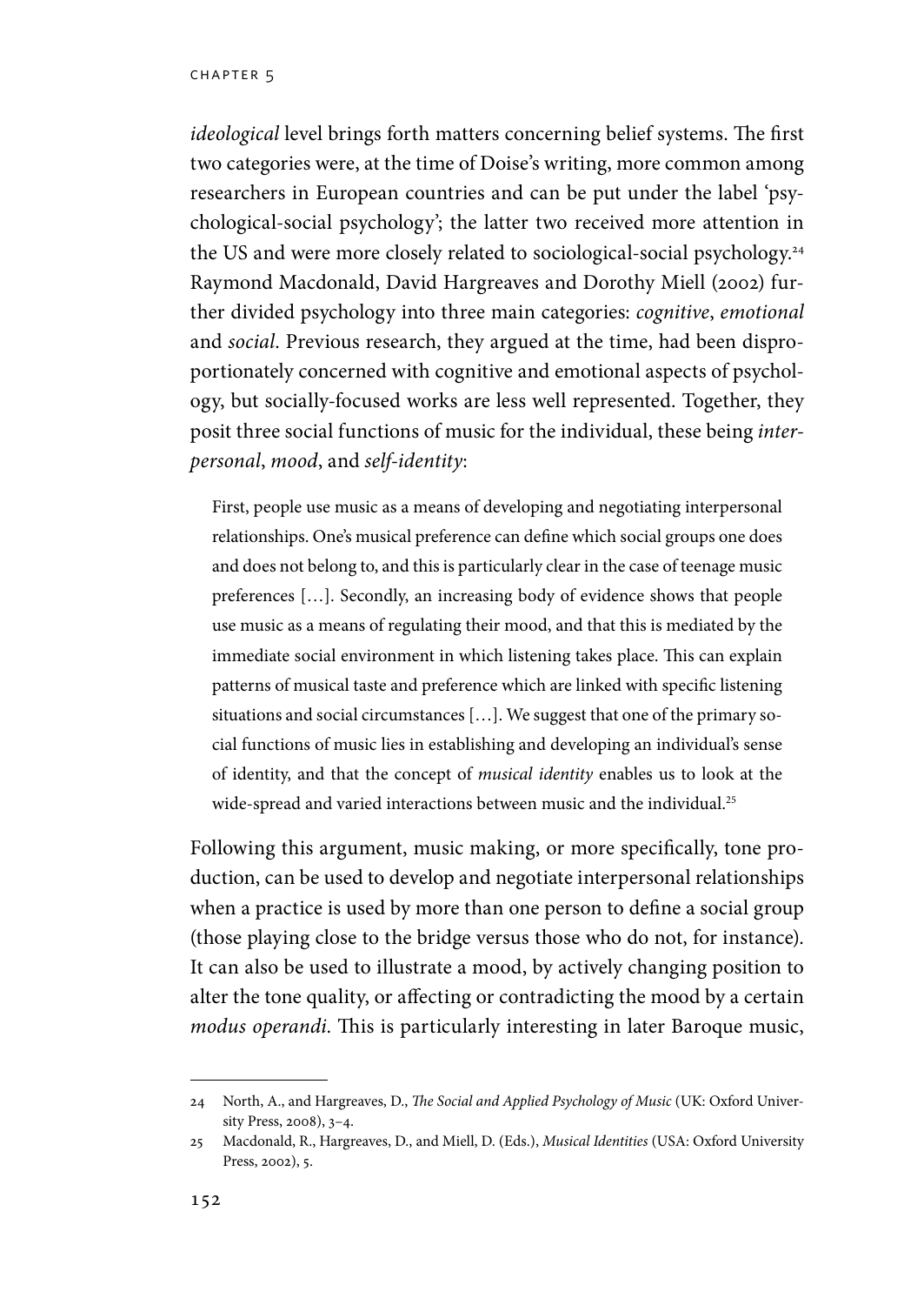*ideological* level brings forth matters concerning belief systems. The first two categories were, at the time of Doise's writing, more common among researchers in European countries and can be put under the label 'psychological-social psychology'; the latter two received more attention in the US and were more closely related to sociological-social psychology.[24] Raymond Macdonald, David Hargreaves and Dorothy Miell (2002) further divided psychology into three main categories: *cognitive*, *emotional* and *social*. Previous research, they argued at the time, had been disproportionately concerned with cognitive and emotional aspects of psychology, but socially-focused works are less well represented. Together, they posit three social functions of music for the individual, these being *interpersonal*, *mood*, and *self-identity*:

> First, people use music as a means of developing and negotiating interpersonal relationships. One's musical preference can define which social groups one does and does not belong to, and this is particularly clear in the case of teenage music preferences […]. Secondly, an increasing body of evidence shows that people use music as a means of regulating their mood, and that this is mediated by the immediate social environment in which listening takes place. This can explain patterns of musical taste and preference which are linked with specific listening situations and social circumstances […]. We suggest that one of the primary social functions of music lies in establishing and developing an individual's sense of identity, and that the concept of *musical identity* enables us to look at the wide-spread and varied interactions between music and the individual.[25]

Following this argument, music making, or more specifically, tone production, can be used to develop and negotiate interpersonal relationships when a practice is used by more than one person to define a social group (those playing close to the bridge versus those who do not, for instance). It can also be used to illustrate a mood, by actively changing position to alter the tone quality, or affecting or contradicting the mood by a certain *modus operandi*. This is particularly interesting in later Baroque music,

---

24 North, A., and Hargreaves, D., *The Social and Applied Psychology of Music* (UK: Oxford University Press, 2008), 3–4.

25 Macdonald, R., Hargreaves, D., and Miell, D. (Eds.), *Musical Identities* (USA: Oxford University Press, 2002), 5.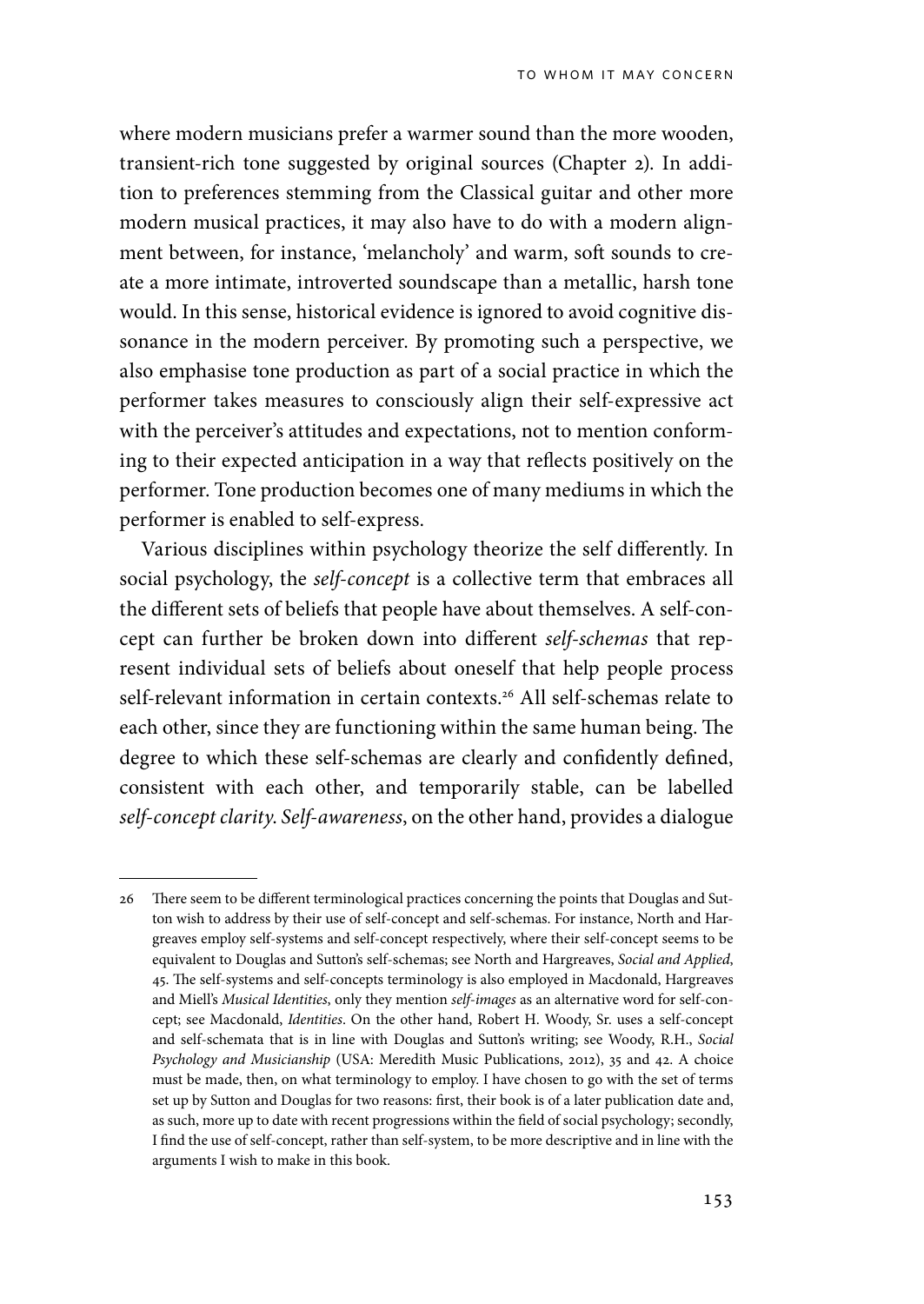where modern musicians prefer a warmer sound than the more wooden, transient-rich tone suggested by original sources (Chapter 2). In addition to preferences stemming from the Classical guitar and other more modern musical practices, it may also have to do with a modern alignment between, for instance, 'melancholy' and warm, soft sounds to create a more intimate, introverted soundscape than a metallic, harsh tone would. In this sense, historical evidence is ignored to avoid cognitive dissonance in the modern perceiver. By promoting such a perspective, we also emphasise tone production as part of a social practice in which the performer takes measures to consciously align their self-expressive act with the perceiver's attitudes and expectations, not to mention conforming to their expected anticipation in a way that reflects positively on the performer. Tone production becomes one of many mediums in which the performer is enabled to self-express.

Various disciplines within psychology theorize the self differently. In social psychology, the *self-concept* is a collective term that embraces all the different sets of beliefs that people have about themselves. A self-concept can further be broken down into different *self-schemas* that represent individual sets of beliefs about oneself that help people process self-relevant information in certain contexts.[26] All self-schemas relate to each other, since they are functioning within the same human being. The degree to which these self-schemas are clearly and confidently defined, consistent with each other, and temporarily stable, can be labelled *self-concept clarity*. *Self-awareness*, on the other hand, provides a dialogue

---

26 There seem to be different terminological practices concerning the points that Douglas and Sutton wish to address by their use of self-concept and self-schemas. For instance, North and Hargreaves employ self-systems and self-concept respectively, where their self-concept seems to be equivalent to Douglas and Sutton's self-schemas; see North and Hargreaves, *Social and Applied*, 45. The self-systems and self-concepts terminology is also employed in Macdonald, Hargreaves and Miell's *Musical Identities*, only they mention *self-images* as an alternative word for self-concept; see Macdonald, *Identities*. On the other hand, Robert H. Woody, Sr. uses a self-concept and self-schemata that is in line with Douglas and Sutton's writing; see Woody, R.H., *Social Psychology and Musicianship* (USA: Meredith Music Publications, 2012), 35 and 42. A choice must be made, then, on what terminology to employ. I have chosen to go with the set of terms set up by Sutton and Douglas for two reasons: first, their book is of a later publication date and, as such, more up to date with recent progressions within the field of social psychology; secondly, I find the use of self-concept, rather than self-system, to be more descriptive and in line with the arguments I wish to make in this book.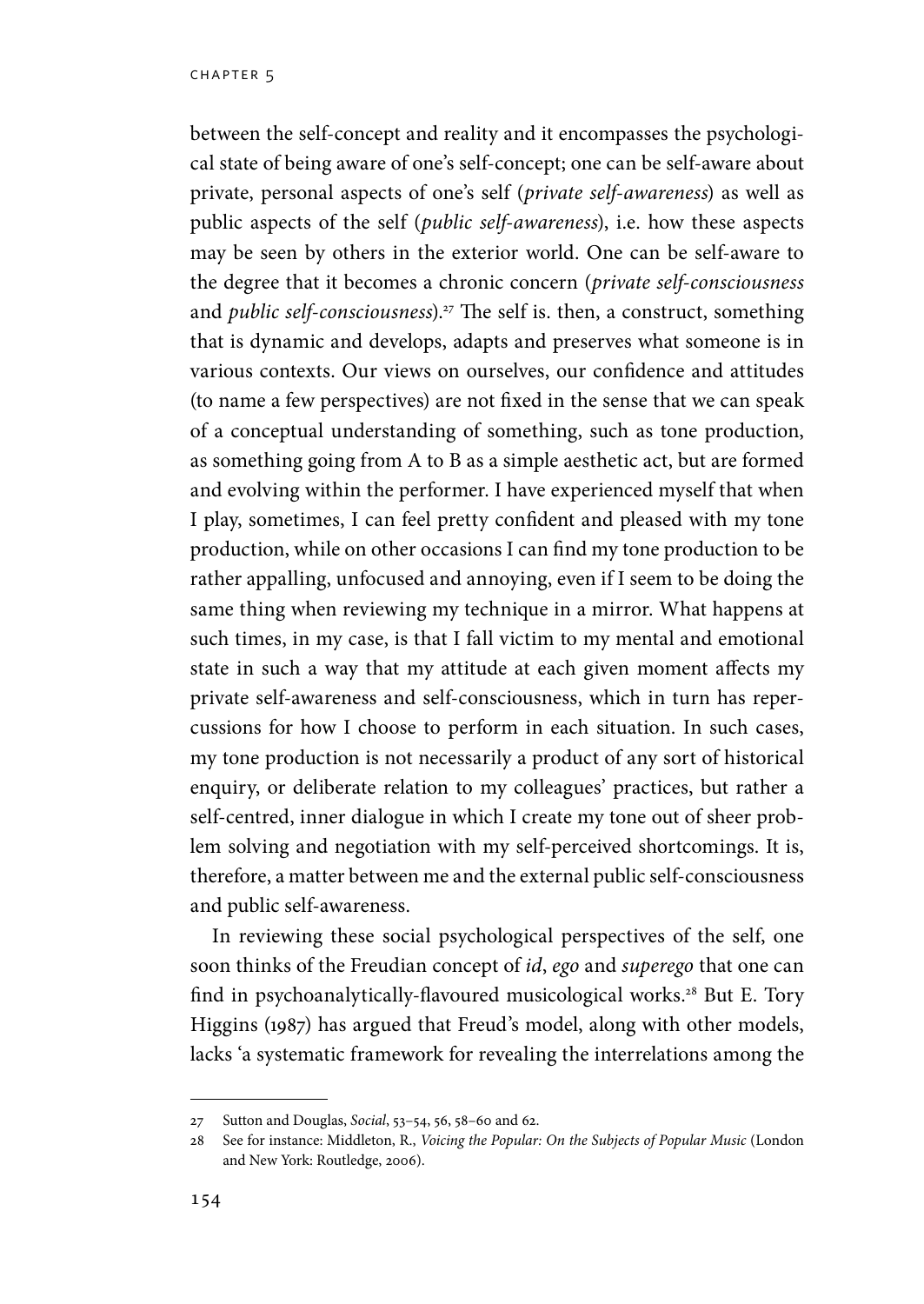between the self-concept and reality and it encompasses the psychological state of being aware of one's self-concept; one can be self-aware about private, personal aspects of one's self (*private self-awareness*) as well as public aspects of the self (*public self-awareness*), i.e. how these aspects may be seen by others in the exterior world. One can be self-aware to the degree that it becomes a chronic concern (*private self-consciousness* and *public self-consciousness*).[27] The self is. then, a construct, something that is dynamic and develops, adapts and preserves what someone is in various contexts. Our views on ourselves, our confidence and attitudes (to name a few perspectives) are not fixed in the sense that we can speak of a conceptual understanding of something, such as tone production, as something going from A to B as a simple aesthetic act, but are formed and evolving within the performer. I have experienced myself that when I play, sometimes, I can feel pretty confident and pleased with my tone production, while on other occasions I can find my tone production to be rather appalling, unfocused and annoying, even if I seem to be doing the same thing when reviewing my technique in a mirror. What happens at such times, in my case, is that I fall victim to my mental and emotional state in such a way that my attitude at each given moment affects my private self-awareness and self-consciousness, which in turn has repercussions for how I choose to perform in each situation. In such cases, my tone production is not necessarily a product of any sort of historical enquiry, or deliberate relation to my colleagues' practices, but rather a self-centred, inner dialogue in which I create my tone out of sheer problem solving and negotiation with my self-perceived shortcomings. It is, therefore, a matter between me and the external public self-consciousness and public self-awareness.

In reviewing these social psychological perspectives of the self, one soon thinks of the Freudian concept of *id*, *ego* and *superego* that one can find in psychoanalytically-flavoured musicological works.[28] But E. Tory Higgins (1987) has argued that Freud's model, along with other models, lacks 'a systematic framework for revealing the interrelations among the

---

27 Sutton and Douglas, *Social*, 53–54, 56, 58–60 and 62.

28 See for instance: Middleton, R., *Voicing the Popular: On the Subjects of Popular Music* (London and New York: Routledge, 2006).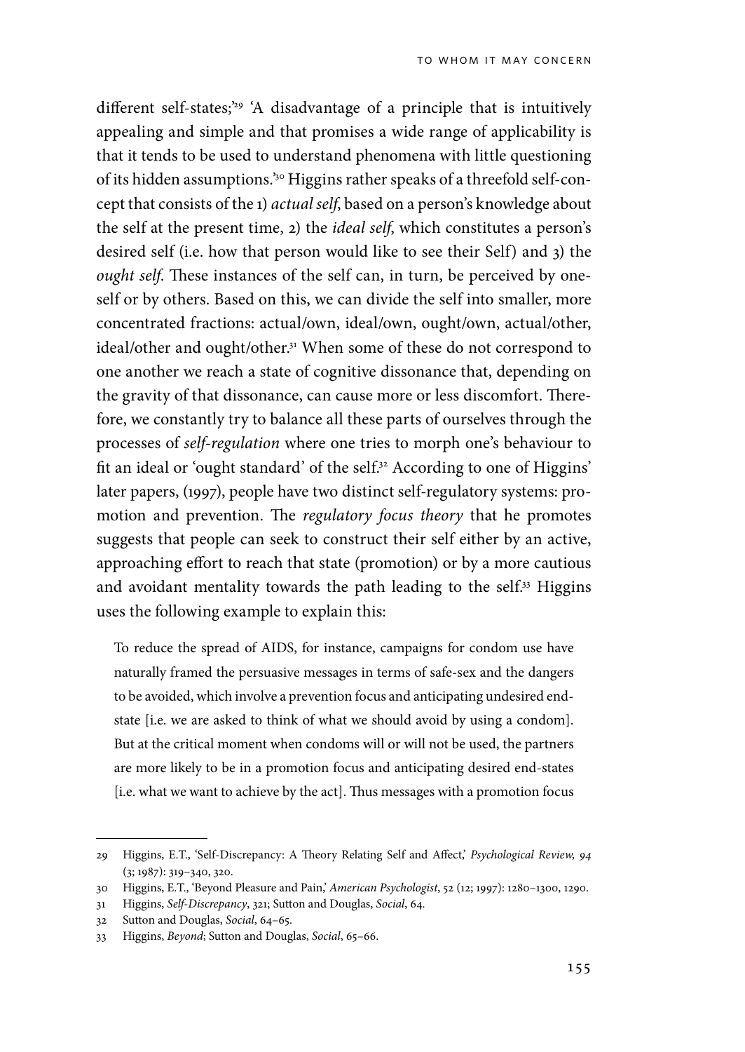different self-states;'[29] 'A disadvantage of a principle that is intuitively appealing and simple and that promises a wide range of applicability is that it tends to be used to understand phenomena with little questioning of its hidden assumptions.'[30] Higgins rather speaks of a threefold self-concept that consists of the 1) *actual self*, based on a person's knowledge about the self at the present time, 2) the *ideal self*, which constitutes a person's desired self (i.e. how that person would like to see their Self) and 3) the *ought self*. These instances of the self can, in turn, be perceived by oneself or by others. Based on this, we can divide the self into smaller, more concentrated fractions: actual/own, ideal/own, ought/own, actual/other, ideal/other and ought/other.[31] When some of these do not correspond to one another we reach a state of cognitive dissonance that, depending on the gravity of that dissonance, can cause more or less discomfort. Therefore, we constantly try to balance all these parts of ourselves through the processes of *self-regulation* where one tries to morph one's behaviour to fit an ideal or 'ought standard' of the self.[32] According to one of Higgins' later papers, (1997), people have two distinct self-regulatory systems: promotion and prevention. The *regulatory focus theory* that he promotes suggests that people can seek to construct their self either by an active, approaching effort to reach that state (promotion) or by a more cautious and avoidant mentality towards the path leading to the self.[33] Higgins uses the following example to explain this:

> To reduce the spread of AIDS, for instance, campaigns for condom use have naturally framed the persuasive messages in terms of safe-sex and the dangers to be avoided, which involve a prevention focus and anticipating undesired end-state [i.e. we are asked to think of what we should avoid by using a condom]. But at the critical moment when condoms will or will not be used, the partners are more likely to be in a promotion focus and anticipating desired end-states [i.e. what we want to achieve by the act]. Thus messages with a promotion focus

---

29 Higgins, E.T., 'Self-Discrepancy: A Theory Relating Self and Affect,' *Psychological Review, 94* (3; 1987): 319–340, 320.

30 Higgins, E.T., 'Beyond Pleasure and Pain,' *American Psychologist*, 52 (12; 1997): 1280–1300, 1290.

31 Higgins, *Self-Discrepancy*, 321; Sutton and Douglas, *Social*, 64.

32 Sutton and Douglas, *Social*, 64–65.

33 Higgins, *Beyond*; Sutton and Douglas, *Social*, 65–66.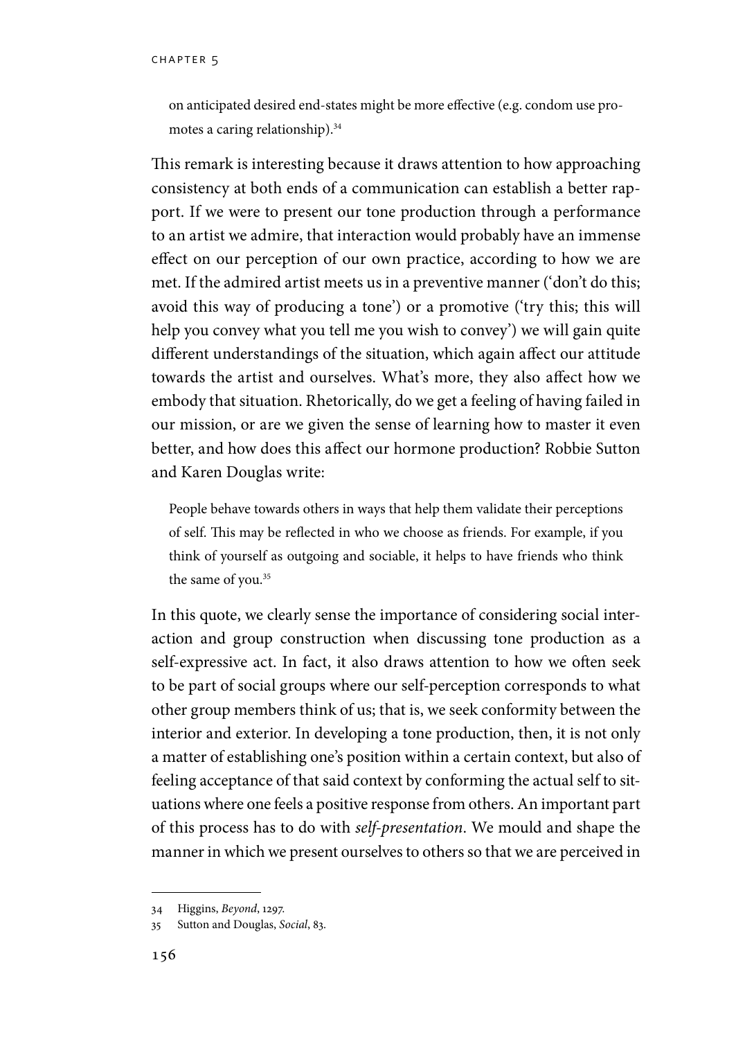on anticipated desired end-states might be more effective (e.g. condom use promotes a caring relationship).[34]

This remark is interesting because it draws attention to how approaching consistency at both ends of a communication can establish a better rapport. If we were to present our tone production through a performance to an artist we admire, that interaction would probably have an immense effect on our perception of our own practice, according to how we are met. If the admired artist meets us in a preventive manner ('don't do this; avoid this way of producing a tone') or a promotive ('try this; this will help you convey what you tell me you wish to convey') we will gain quite different understandings of the situation, which again affect our attitude towards the artist and ourselves. What's more, they also affect how we embody that situation. Rhetorically, do we get a feeling of having failed in our mission, or are we given the sense of learning how to master it even better, and how does this affect our hormone production? Robbie Sutton and Karen Douglas write:

> People behave towards others in ways that help them validate their perceptions of self. This may be reflected in who we choose as friends. For example, if you think of yourself as outgoing and sociable, it helps to have friends who think the same of you.[35]

In this quote, we clearly sense the importance of considering social interaction and group construction when discussing tone production as a self-expressive act. In fact, it also draws attention to how we often seek to be part of social groups where our self-perception corresponds to what other group members think of us; that is, we seek conformity between the interior and exterior. In developing a tone production, then, it is not only a matter of establishing one's position within a certain context, but also of feeling acceptance of that said context by conforming the actual self to situations where one feels a positive response from others. An important part of this process has to do with *self-presentation*. We mould and shape the manner in which we present ourselves to others so that we are perceived in

---

34 Higgins, *Beyond*, 1297.

35 Sutton and Douglas, *Social*, 83.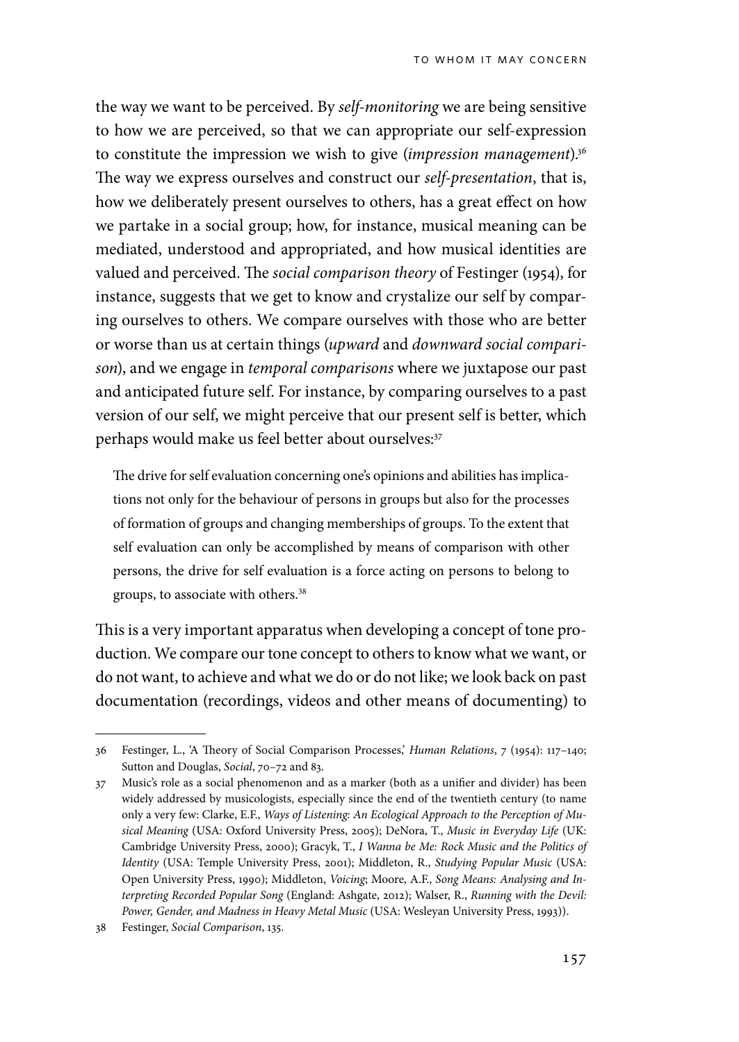the way we want to be perceived. By *self-monitoring* we are being sensitive to how we are perceived, so that we can appropriate our self-expression to constitute the impression we wish to give (*impression management*).[36] The way we express ourselves and construct our *self-presentation*, that is, how we deliberately present ourselves to others, has a great effect on how we partake in a social group; how, for instance, musical meaning can be mediated, understood and appropriated, and how musical identities are valued and perceived. The *social comparison theory* of Festinger (1954), for instance, suggests that we get to know and crystalize our self by comparing ourselves to others. We compare ourselves with those who are better or worse than us at certain things (*upward* and *downward social comparison*), and we engage in *temporal comparisons* where we juxtapose our past and anticipated future self. For instance, by comparing ourselves to a past version of our self, we might perceive that our present self is better, which perhaps would make us feel better about ourselves:[37]

> The drive for self evaluation concerning one's opinions and abilities has implications not only for the behaviour of persons in groups but also for the processes of formation of groups and changing memberships of groups. To the extent that self evaluation can only be accomplished by means of comparison with other persons, the drive for self evaluation is a force acting on persons to belong to groups, to associate with others.[38]

This is a very important apparatus when developing a concept of tone production. We compare our tone concept to others to know what we want, or do not want, to achieve and what we do or do not like; we look back on past documentation (recordings, videos and other means of documenting) to

---

36 Festinger, L., 'A Theory of Social Comparison Processes,' *Human Relations*, 7 (1954): 117–140; Sutton and Douglas, *Social*, 70–72 and 83.

37 Music's role as a social phenomenon and as a marker (both as a unifier and divider) has been widely addressed by musicologists, especially since the end of the twentieth century (to name only a very few: Clarke, E.F., *Ways of Listening: An Ecological Approach to the Perception of Musical Meaning* (USA: Oxford University Press, 2005); DeNora, T., *Music in Everyday Life* (UK: Cambridge University Press, 2000); Gracyk, T., *I Wanna be Me: Rock Music and the Politics of Identity* (USA: Temple University Press, 2001); Middleton, R., *Studying Popular Music* (USA: Open University Press, 1990); Middleton, *Voicing*; Moore, A.F., *Song Means: Analysing and Interpreting Recorded Popular Song* (England: Ashgate, 2012); Walser, R., *Running with the Devil: Power, Gender, and Madness in Heavy Metal Music* (USA: Wesleyan University Press, 1993)).

38 Festinger, *Social Comparison*, 135.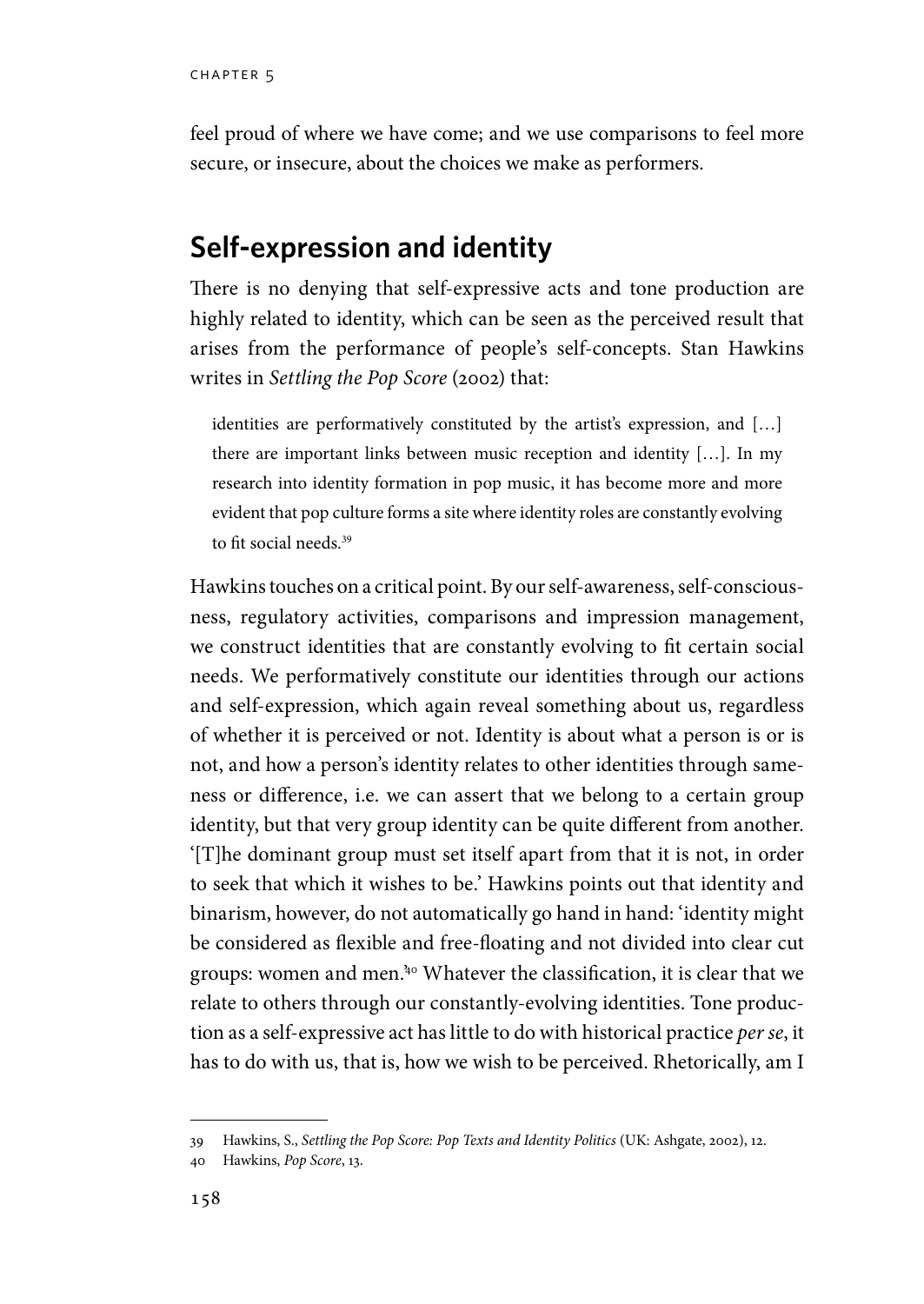feel proud of where we have come; and we use comparisons to feel more secure, or insecure, about the choices we make as performers.

## Self-expression and identity

There is no denying that self-expressive acts and tone production are highly related to identity, which can be seen as the perceived result that arises from the performance of people's self-concepts. Stan Hawkins writes in *Settling the Pop Score* (2002) that:

> identities are performatively constituted by the artist's expression, and […] there are important links between music reception and identity […]. In my research into identity formation in pop music, it has become more and more evident that pop culture forms a site where identity roles are constantly evolving to fit social needs.[39]

Hawkins touches on a critical point. By our self-awareness, self-consciousness, regulatory activities, comparisons and impression management, we construct identities that are constantly evolving to fit certain social needs. We performatively constitute our identities through our actions and self-expression, which again reveal something about us, regardless of whether it is perceived or not. Identity is about what a person is or is not, and how a person's identity relates to other identities through sameness or difference, i.e. we can assert that we belong to a certain group identity, but that very group identity can be quite different from another. '[T]he dominant group must set itself apart from that it is not, in order to seek that which it wishes to be.' Hawkins points out that identity and binarism, however, do not automatically go hand in hand: 'identity might be considered as flexible and free-floating and not divided into clear cut groups: women and men.'[40] Whatever the classification, it is clear that we relate to others through our constantly-evolving identities. Tone production as a self-expressive act has little to do with historical practice *per se*, it has to do with us, that is, how we wish to be perceived. Rhetorically, am I

---

39 Hawkins, S., *Settling the Pop Score: Pop Texts and Identity Politics* (UK: Ashgate, 2002), 12.

40 Hawkins, *Pop Score*, 13.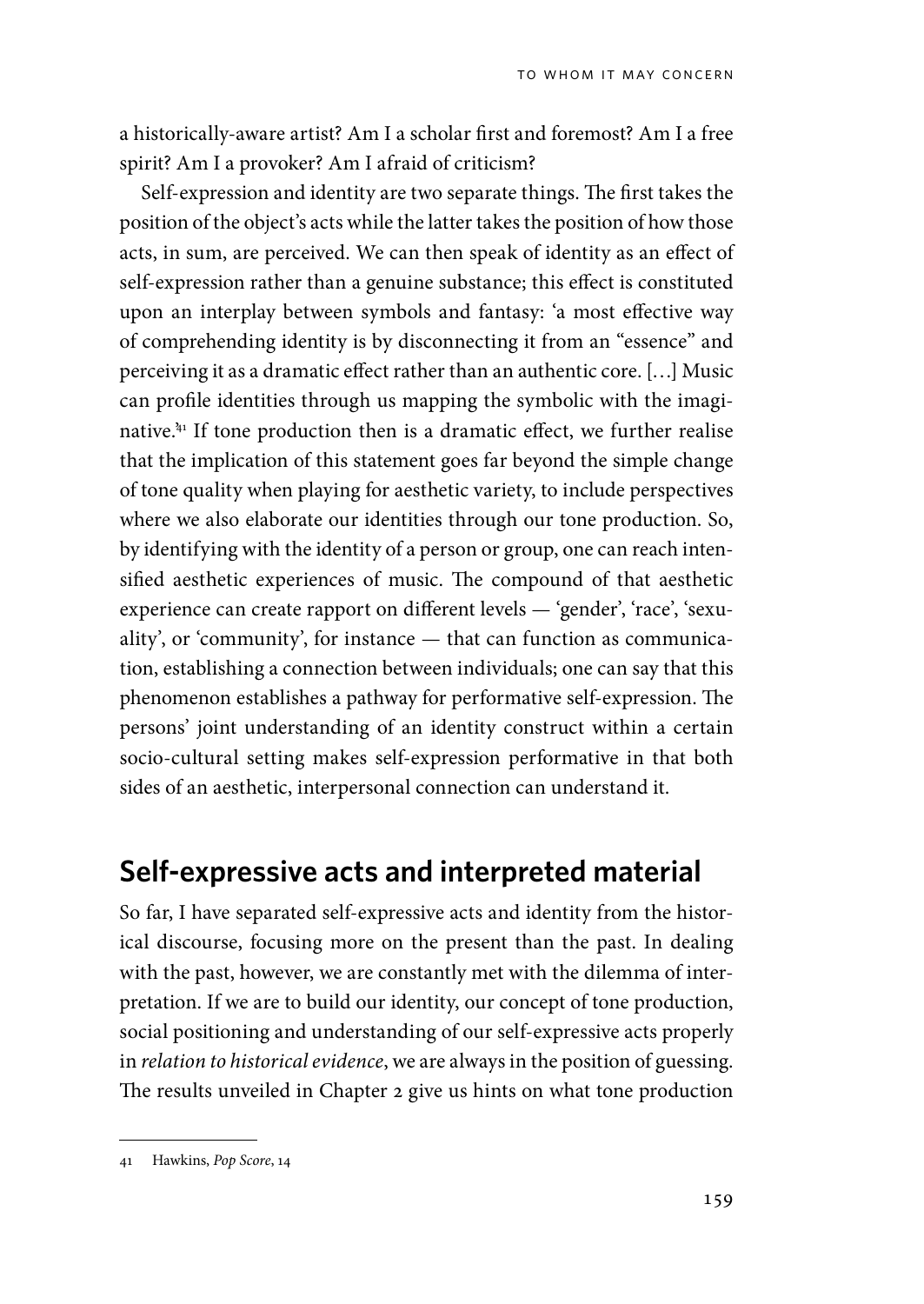a historically-aware artist? Am I a scholar first and foremost? Am I a free spirit? Am I a provoker? Am I afraid of criticism?

Self-expression and identity are two separate things. The first takes the position of the object's acts while the latter takes the position of how those acts, in sum, are perceived. We can then speak of identity as an effect of self-expression rather than a genuine substance; this effect is constituted upon an interplay between symbols and fantasy: 'a most effective way of comprehending identity is by disconnecting it from an "essence" and perceiving it as a dramatic effect rather than an authentic core. […] Music can profile identities through us mapping the symbolic with the imaginative.'[41] If tone production then is a dramatic effect, we further realise that the implication of this statement goes far beyond the simple change of tone quality when playing for aesthetic variety, to include perspectives where we also elaborate our identities through our tone production. So, by identifying with the identity of a person or group, one can reach intensified aesthetic experiences of music. The compound of that aesthetic experience can create rapport on different levels — 'gender', 'race', 'sexuality', or 'community', for instance — that can function as communication, establishing a connection between individuals; one can say that this phenomenon establishes a pathway for performative self-expression. The persons' joint understanding of an identity construct within a certain socio-cultural setting makes self-expression performative in that both sides of an aesthetic, interpersonal connection can understand it.

## Self-expressive acts and interpreted material

So far, I have separated self-expressive acts and identity from the historical discourse, focusing more on the present than the past. In dealing with the past, however, we are constantly met with the dilemma of interpretation. If we are to build our identity, our concept of tone production, social positioning and understanding of our self-expressive acts properly in *relation to historical evidence*, we are always in the position of guessing. The results unveiled in Chapter 2 give us hints on what tone production

---

41 Hawkins, *Pop Score*, 14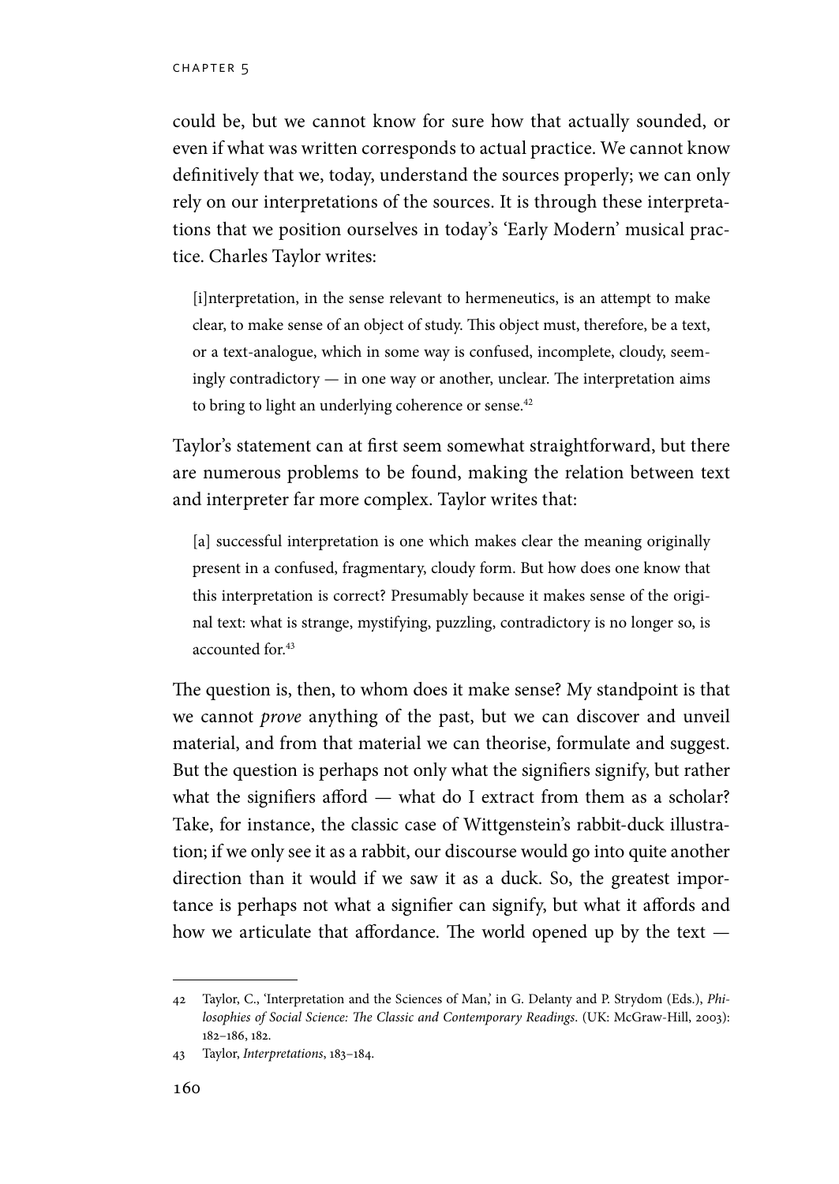could be, but we cannot know for sure how that actually sounded, or even if what was written corresponds to actual practice. We cannot know definitively that we, today, understand the sources properly; we can only rely on our interpretations of the sources. It is through these interpretations that we position ourselves in today's 'Early Modern' musical practice. Charles Taylor writes:

> [i]nterpretation, in the sense relevant to hermeneutics, is an attempt to make clear, to make sense of an object of study. This object must, therefore, be a text, or a text-analogue, which in some way is confused, incomplete, cloudy, seemingly contradictory — in one way or another, unclear. The interpretation aims to bring to light an underlying coherence or sense.[42]

Taylor's statement can at first seem somewhat straightforward, but there are numerous problems to be found, making the relation between text and interpreter far more complex. Taylor writes that:

> [a] successful interpretation is one which makes clear the meaning originally present in a confused, fragmentary, cloudy form. But how does one know that this interpretation is correct? Presumably because it makes sense of the original text: what is strange, mystifying, puzzling, contradictory is no longer so, is accounted for.[43]

The question is, then, to whom does it make sense? My standpoint is that we cannot *prove* anything of the past, but we can discover and unveil material, and from that material we can theorise, formulate and suggest. But the question is perhaps not only what the signifiers signify, but rather what the signifiers afford — what do I extract from them as a scholar? Take, for instance, the classic case of Wittgenstein's rabbit-duck illustration; if we only see it as a rabbit, our discourse would go into quite another direction than it would if we saw it as a duck. So, the greatest importance is perhaps not what a signifier can signify, but what it affords and how we articulate that affordance. The world opened up by the text —

---

42 Taylor, C., 'Interpretation and the Sciences of Man,' in G. Delanty and P. Strydom (Eds.), *Philosophies of Social Science: The Classic and Contemporary Readings*. (UK: McGraw-Hill, 2003): 182–186, 182.

43 Taylor, *Interpretations*, 183–184.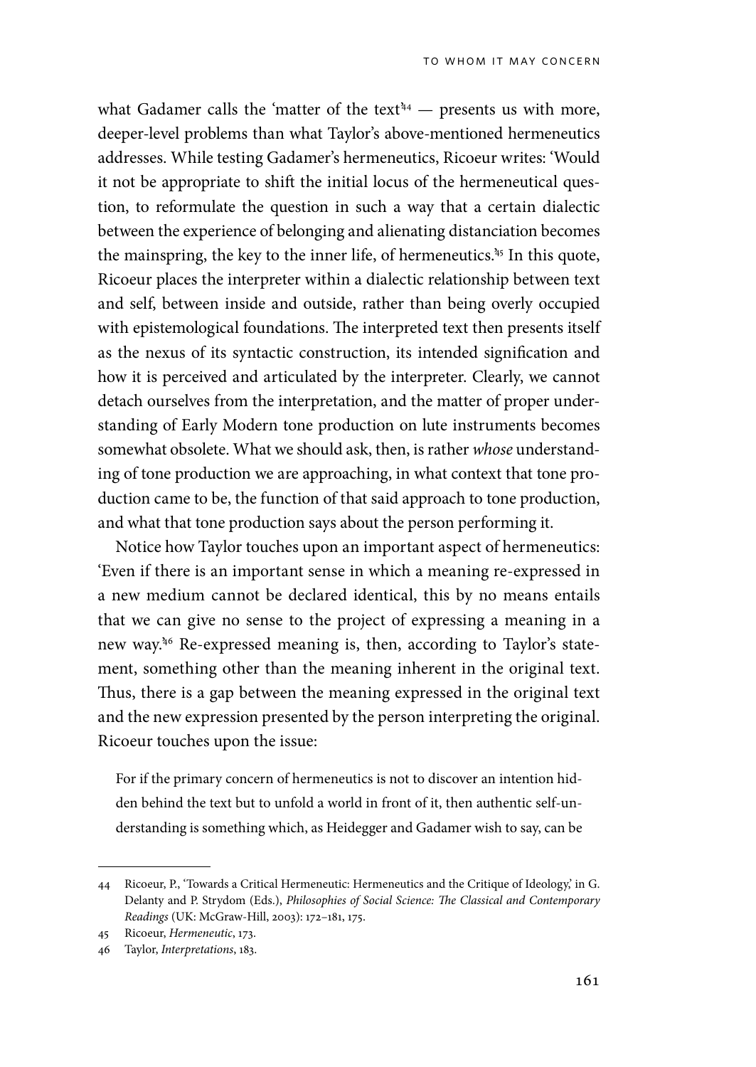what Gadamer calls the 'matter of the text'[44] — presents us with more, deeper-level problems than what Taylor's above-mentioned hermeneutics addresses. While testing Gadamer's hermeneutics, Ricoeur writes: 'Would it not be appropriate to shift the initial locus of the hermeneutical question, to reformulate the question in such a way that a certain dialectic between the experience of belonging and alienating distanciation becomes the mainspring, the key to the inner life, of hermeneutics.'[45] In this quote, Ricoeur places the interpreter within a dialectic relationship between text and self, between inside and outside, rather than being overly occupied with epistemological foundations. The interpreted text then presents itself as the nexus of its syntactic construction, its intended signification and how it is perceived and articulated by the interpreter. Clearly, we cannot detach ourselves from the interpretation, and the matter of proper understanding of Early Modern tone production on lute instruments becomes somewhat obsolete. What we should ask, then, is rather *whose* understanding of tone production we are approaching, in what context that tone production came to be, the function of that said approach to tone production, and what that tone production says about the person performing it.

Notice how Taylor touches upon an important aspect of hermeneutics: 'Even if there is an important sense in which a meaning re-expressed in a new medium cannot be declared identical, this by no means entails that we can give no sense to the project of expressing a meaning in a new way.'[46] Re-expressed meaning is, then, according to Taylor's statement, something other than the meaning inherent in the original text. Thus, there is a gap between the meaning expressed in the original text and the new expression presented by the person interpreting the original. Ricoeur touches upon the issue:

> For if the primary concern of hermeneutics is not to discover an intention hidden behind the text but to unfold a world in front of it, then authentic self-understanding is something which, as Heidegger and Gadamer wish to say, can be

---

44 Ricoeur, P., 'Towards a Critical Hermeneutic: Hermeneutics and the Critique of Ideology,' in G. Delanty and P. Strydom (Eds.), *Philosophies of Social Science: The Classical and Contemporary Readings* (UK: McGraw-Hill, 2003): 172–181, 175.

45 Ricoeur, *Hermeneutic*, 173.

46 Taylor, *Interpretations*, 183.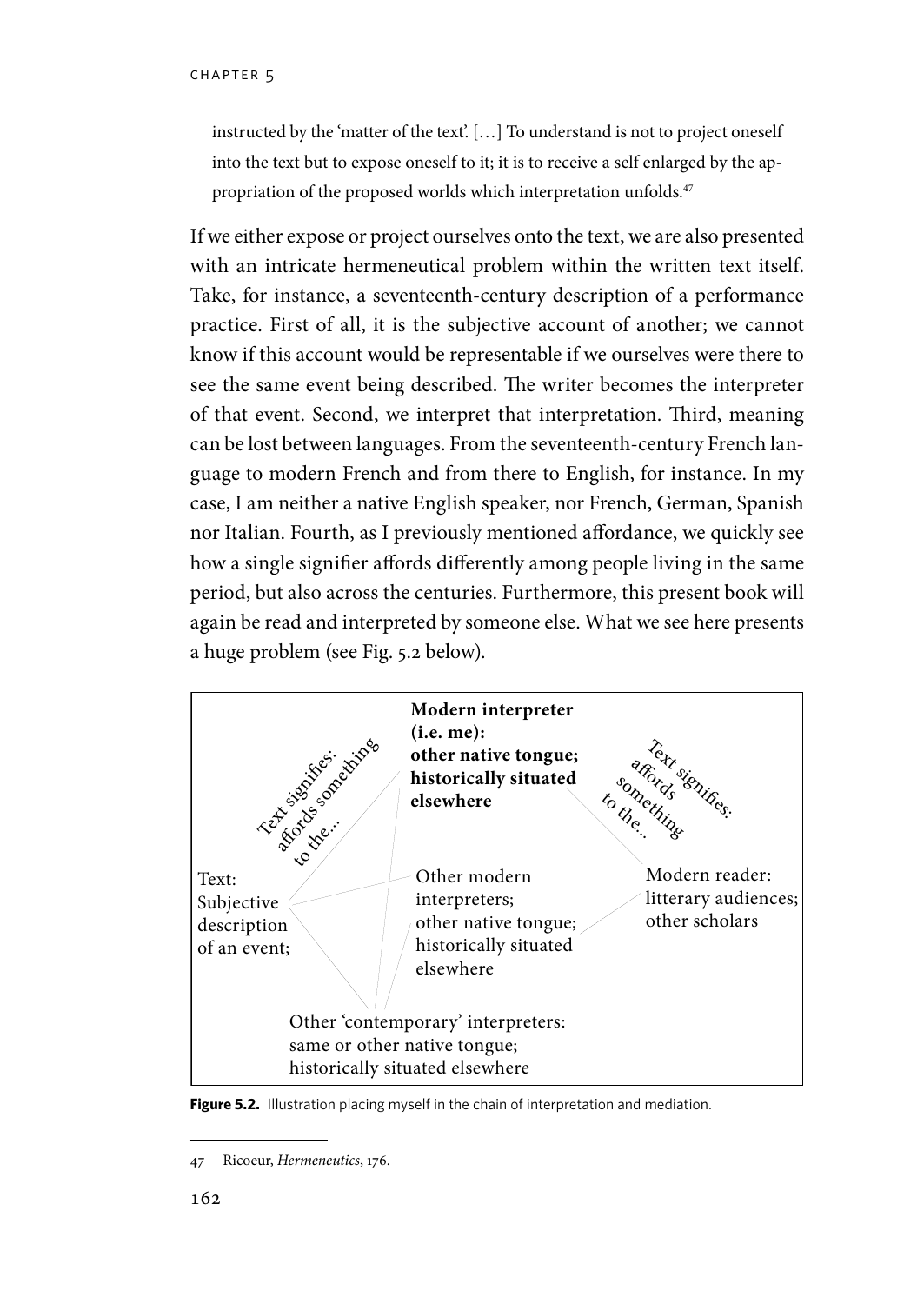instructed by the 'matter of the text'. […] To understand is not to project oneself into the text but to expose oneself to it; it is to receive a self enlarged by the appropriation of the proposed worlds which interpretation unfolds.[47]

If we either expose or project ourselves onto the text, we are also presented with an intricate hermeneutical problem within the written text itself. Take, for instance, a seventeenth-century description of a performance practice. First of all, it is the subjective account of another; we cannot know if this account would be representable if we ourselves were there to see the same event being described. The writer becomes the interpreter of that event. Second, we interpret that interpretation. Third, meaning can be lost between languages. From the seventeenth-century French language to modern French and from there to English, for instance. In my case, I am neither a native English speaker, nor French, German, Spanish nor Italian. Fourth, as I previously mentioned affordance, we quickly see how a single signifier affords differently among people living in the same period, but also across the centuries. Furthermore, this present book will again be read and interpreted by someone else. What we see here presents a huge problem (see Fig. 5.2 below).

**Modern interpreter (i.e. me): other native tongue; historically situated elsewhere**

Text signifies: affords something to the…

Text signifies: affords something to the…

Text: Subjective description of an event;

Other modern interpreters; other native tongue; historically situated elsewhere

Modern reader: litterary audiences; other scholars

Other 'contemporary' interpreters: same or other native tongue; historically situated elsewhere

**Figure 5.2.** Illustration placing myself in the chain of interpretation and mediation.

47 Ricoeur, *Hermeneutics*, 176.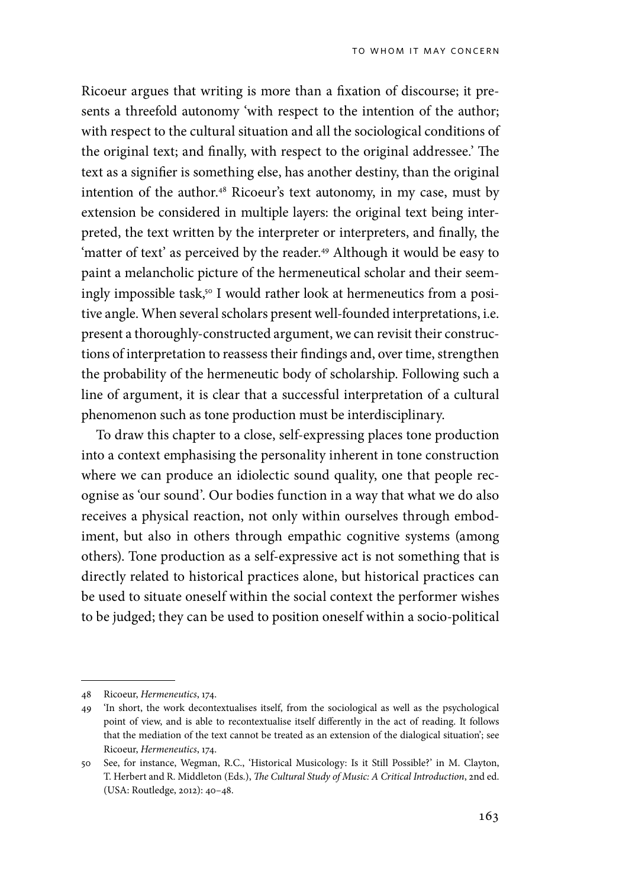Ricoeur argues that writing is more than a fixation of discourse; it presents a threefold autonomy 'with respect to the intention of the author; with respect to the cultural situation and all the sociological conditions of the original text; and finally, with respect to the original addressee.' The text as a signifier is something else, has another destiny, than the original intention of the author.[48] Ricoeur's text autonomy, in my case, must by extension be considered in multiple layers: the original text being interpreted, the text written by the interpreter or interpreters, and finally, the 'matter of text' as perceived by the reader.[49] Although it would be easy to paint a melancholic picture of the hermeneutical scholar and their seemingly impossible task,[50] I would rather look at hermeneutics from a positive angle. When several scholars present well-founded interpretations, i.e. present a thoroughly-constructed argument, we can revisit their constructions of interpretation to reassess their findings and, over time, strengthen the probability of the hermeneutic body of scholarship. Following such a line of argument, it is clear that a successful interpretation of a cultural phenomenon such as tone production must be interdisciplinary.

To draw this chapter to a close, self-expressing places tone production into a context emphasising the personality inherent in tone construction where we can produce an idiolectic sound quality, one that people recognise as 'our sound'. Our bodies function in a way that what we do also receives a physical reaction, not only within ourselves through embodiment, but also in others through empathic cognitive systems (among others). Tone production as a self-expressive act is not something that is directly related to historical practices alone, but historical practices can be used to situate oneself within the social context the performer wishes to be judged; they can be used to position oneself within a socio-political

---

48 Ricoeur, *Hermeneutics*, 174.

49 'In short, the work decontextualises itself, from the sociological as well as the psychological point of view, and is able to recontextualise itself differently in the act of reading. It follows that the mediation of the text cannot be treated as an extension of the dialogical situation'; see Ricoeur, *Hermeneutics*, 174.

50 See, for instance, Wegman, R.C., 'Historical Musicology: Is it Still Possible?' in M. Clayton, T. Herbert and R. Middleton (Eds.), *The Cultural Study of Music: A Critical Introduction*, 2nd ed. (USA: Routledge, 2012): 40–48.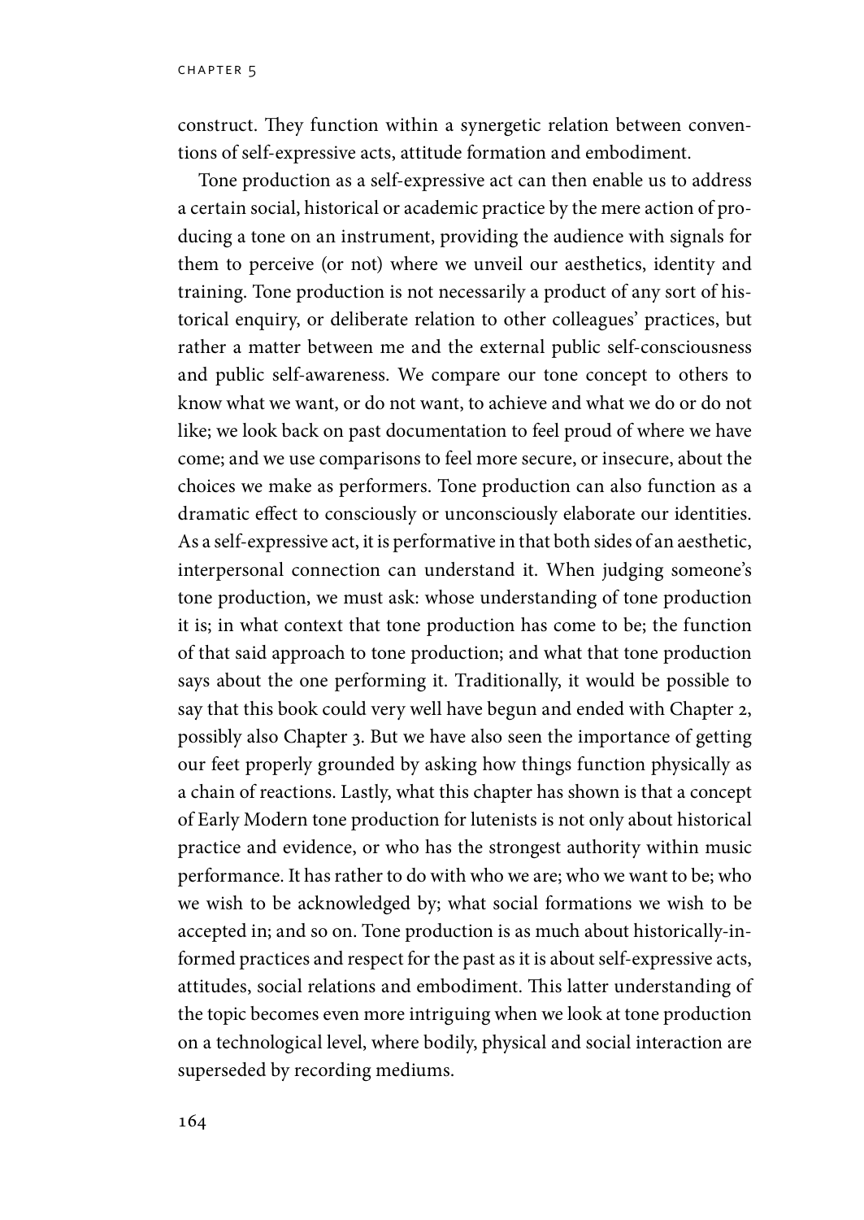construct. They function within a synergetic relation between conventions of self-expressive acts, attitude formation and embodiment.

Tone production as a self-expressive act can then enable us to address a certain social, historical or academic practice by the mere action of producing a tone on an instrument, providing the audience with signals for them to perceive (or not) where we unveil our aesthetics, identity and training. Tone production is not necessarily a product of any sort of historical enquiry, or deliberate relation to other colleagues' practices, but rather a matter between me and the external public self-consciousness and public self-awareness. We compare our tone concept to others to know what we want, or do not want, to achieve and what we do or do not like; we look back on past documentation to feel proud of where we have come; and we use comparisons to feel more secure, or insecure, about the choices we make as performers. Tone production can also function as a dramatic effect to consciously or unconsciously elaborate our identities. As a self-expressive act, it is performative in that both sides of an aesthetic, interpersonal connection can understand it. When judging someone's tone production, we must ask: whose understanding of tone production it is; in what context that tone production has come to be; the function of that said approach to tone production; and what that tone production says about the one performing it. Traditionally, it would be possible to say that this book could very well have begun and ended with Chapter 2, possibly also Chapter 3. But we have also seen the importance of getting our feet properly grounded by asking how things function physically as a chain of reactions. Lastly, what this chapter has shown is that a concept of Early Modern tone production for lutenists is not only about historical practice and evidence, or who has the strongest authority within music performance. It has rather to do with who we are; who we want to be; who we wish to be acknowledged by; what social formations we wish to be accepted in; and so on. Tone production is as much about historically-informed practices and respect for the past as it is about self-expressive acts, attitudes, social relations and embodiment. This latter understanding of the topic becomes even more intriguing when we look at tone production on a technological level, where bodily, physical and social interaction are superseded by recording mediums.